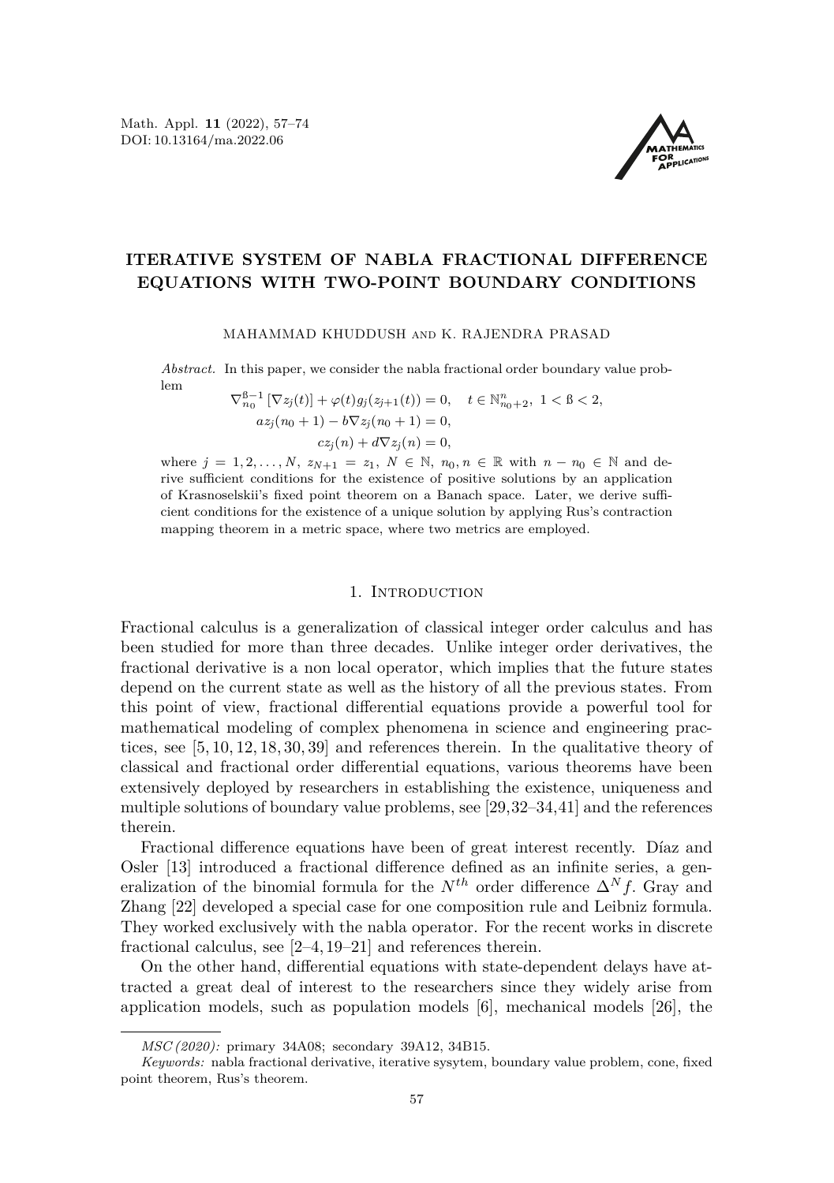# ITERATIVE SYSTEM OF NABLA FRACTIONAL DIFFERENCE EQUATIONS WITH TWO-POINT BOUNDARY CONDITIONS

MAHAMMAD KHUDDUSH AND K. RAJENDRA PRASAD

*Abstract.* In this paper, we consider the nabla fractional order boundary value problem

$$\nabla_{n_0}^{ß-1}\left[\nabla z_j(t)\right] + \varphi(t)g_j(z_{j+1}(t)) = 0, \quad t \in \mathbb{N}_{n_0+2}^{n},\ 1 < ß < 2,$$
$$az_j(n_0+1) - b\nabla z_j(n_0+1) = 0,$$
$$cz_j(n) + d\nabla z_j(n) = 0,$$

where $j = 1, 2, \ldots, N$, $z_{N+1} = z_1$, $N \in \mathbb{N}$, $n_0, n \in \mathbb{R}$ with $n - n_0 \in \mathbb{N}$ and derive sufficient conditions for the existence of positive solutions by an application of Krasnoselskii's fixed point theorem on a Banach space. Later, we derive sufficient conditions for the existence of a unique solution by applying Rus's contraction mapping theorem in a metric space, where two metrics are employed.

## 1. Introduction

Fractional calculus is a generalization of classical integer order calculus and has been studied for more than three decades. Unlike integer order derivatives, the fractional derivative is a non local operator, which implies that the future states depend on the current state as well as the history of all the previous states. From this point of view, fractional differential equations provide a powerful tool for mathematical modeling of complex phenomena in science and engineering practices, see [5, 10, 12, 18, 30, 39] and references therein. In the qualitative theory of classical and fractional order differential equations, various theorems have been extensively deployed by researchers in establishing the existence, uniqueness and multiple solutions of boundary value problems, see [29, 32–34, 41] and the references therein.

Fractional difference equations have been of great interest recently. Díaz and Osler [13] introduced a fractional difference defined as an infinite series, a generalization of the binomial formula for the $N^{th}$ order difference $\Delta^N f$. Gray and Zhang [22] developed a special case for one composition rule and Leibniz formula. They worked exclusively with the nabla operator. For the recent works in discrete fractional calculus, see [2–4, 19–21] and references therein.

On the other hand, differential equations with state-dependent delays have attracted a great deal of interest to the researchers since they widely arise from application models, such as population models [6], mechanical models [26], the

---

*MSC (2020):* primary 34A08; secondary 39A12, 34B15.

*Keywords:* nabla fractional derivative, iterative sysytem, boundary value problem, cone, fixed point theorem, Rus's theorem.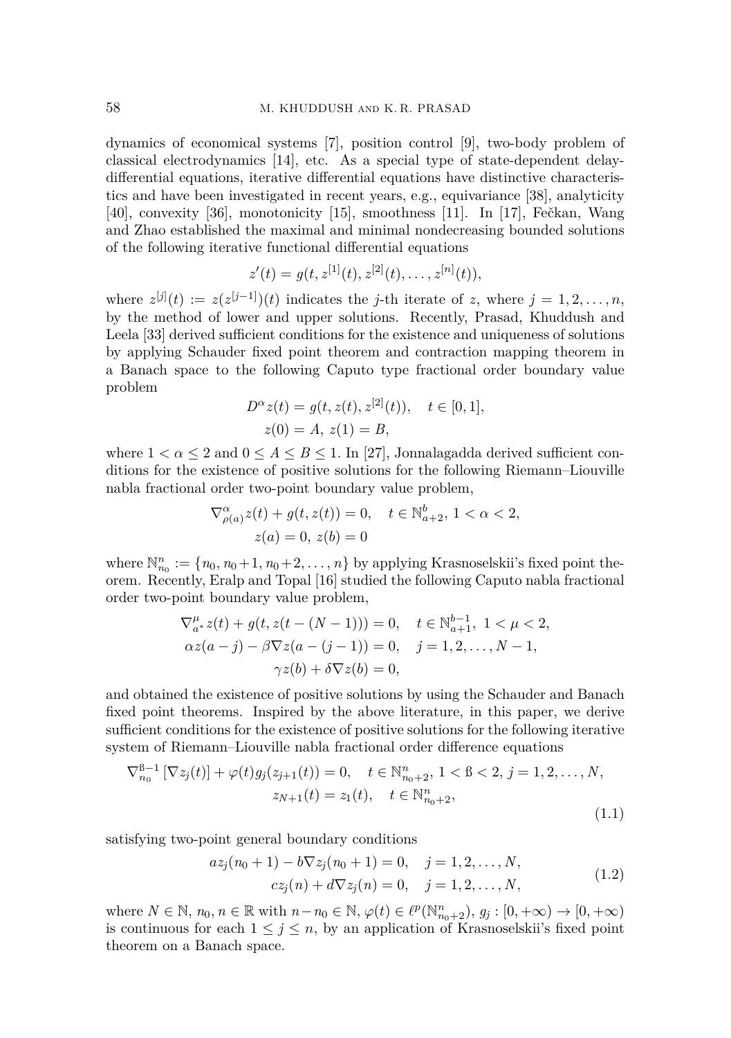dynamics of economical systems [7], position control [9], two-body problem of classical electrodynamics [14], etc. As a special type of state-dependent delay-differential equations, iterative differential equations have distinctive characteristics and have been investigated in recent years, e.g., equivariance [38], analyticity [40], convexity [36], monotonicity [15], smoothness [11]. In [17], Fečkan, Wang and Zhao established the maximal and minimal nondecreasing bounded solutions of the following iterative functional differential equations

$$z'(t) = g(t, z^{[1]}(t), z^{[2]}(t), \dots, z^{[n]}(t)),$$

where $z^{[j]}(t) := z(z^{[j-1]})(t)$ indicates the $j$-th iterate of $z$, where $j = 1, 2, \dots, n$, by the method of lower and upper solutions. Recently, Prasad, Khuddush and Leela [33] derived sufficient conditions for the existence and uniqueness of solutions by applying Schauder fixed point theorem and contraction mapping theorem in a Banach space to the following Caputo type fractional order boundary value problem

$$\begin{aligned} D^{\alpha} z(t) &= g(t, z(t), z^{[2]}(t)), \quad t \in [0, 1], \\ z(0) &= A, \; z(1) = B, \end{aligned}$$

where $1 < \alpha \leq 2$ and $0 \leq A \leq B \leq 1$. In [27], Jonnalagadda derived sufficient conditions for the existence of positive solutions for the following Riemann–Liouville nabla fractional order two-point boundary value problem,

$$\begin{aligned} \nabla^{\alpha}_{\rho(a)} z(t) + g(t, z(t)) &= 0, \quad t \in \mathbb{N}^{b}_{a+2}, \; 1 < \alpha < 2, \\ z(a) = 0, \; z(b) &= 0 \end{aligned}$$

where $\mathbb{N}^{n}_{n_0} := \{n_0, n_0+1, n_0+2, \dots, n\}$ by applying Krasnoselskii's fixed point theorem. Recently, Eralp and Topal [16] studied the following Caputo nabla fractional order two-point boundary value problem,

$$\begin{aligned} \nabla^{\mu}_{a^*} z(t) + g(t, z(t - (N-1))) &= 0, \quad t \in \mathbb{N}^{b-1}_{a+1}, \; 1 < \mu < 2, \\ \alpha z(a - j) - \beta \nabla z(a - (j-1)) &= 0, \quad j = 1, 2, \dots, N-1, \\ \gamma z(b) + \delta \nabla z(b) &= 0, \end{aligned}$$

and obtained the existence of positive solutions by using the Schauder and Banach fixed point theorems. Inspired by the above literature, in this paper, we derive sufficient conditions for the existence of positive solutions for the following iterative system of Riemann–Liouville nabla fractional order difference equations

$$\begin{aligned} \nabla^{\beta-1}_{n_0} \left[ \nabla z_j(t) \right] + \varphi(t) g_j(z_{j+1}(t)) &= 0, \quad t \in \mathbb{N}^{n}_{n_0+2}, \; 1 < \beta < 2, \; j = 1, 2, \dots, N, \\ z_{N+1}(t) &= z_1(t), \quad t \in \mathbb{N}^{n}_{n_0+2}, \end{aligned} \tag{1.1}$$

satisfying two-point general boundary conditions

$$\begin{aligned} a z_j(n_0 + 1) - b \nabla z_j(n_0 + 1) &= 0, \quad j = 1, 2, \dots, N, \\ c z_j(n) + d \nabla z_j(n) &= 0, \quad j = 1, 2, \dots, N, \end{aligned} \tag{1.2}$$

where $N \in \mathbb{N}$, $n_0, n \in \mathbb{R}$ with $n - n_0 \in \mathbb{N}$, $\varphi(t) \in \ell^p(\mathbb{N}^{n}_{n_0+2})$, $g_j : [0, +\infty) \to [0, +\infty)$ is continuous for each $1 \leq j \leq n$, by an application of Krasnoselskii's fixed point theorem on a Banach space.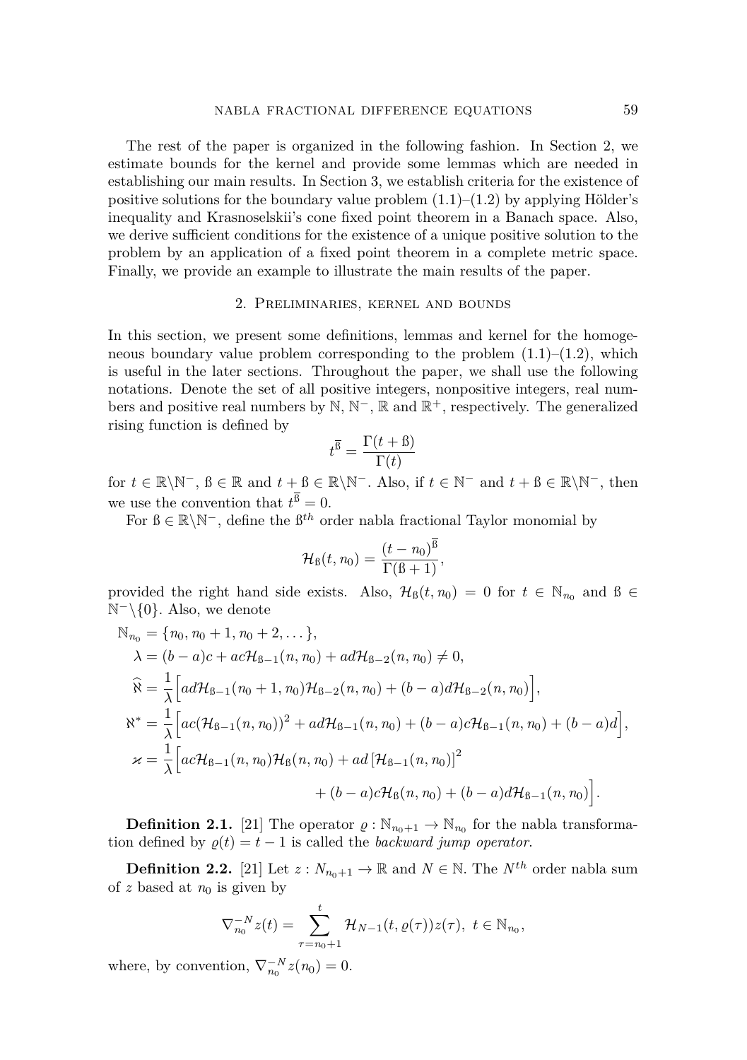The rest of the paper is organized in the following fashion. In Section 2, we estimate bounds for the kernel and provide some lemmas which are needed in establishing our main results. In Section 3, we establish criteria for the existence of positive solutions for the boundary value problem (1.1)–(1.2) by applying Hölder's inequality and Krasnoselskii's cone fixed point theorem in a Banach space. Also, we derive sufficient conditions for the existence of a unique positive solution to the problem by an application of a fixed point theorem in a complete metric space. Finally, we provide an example to illustrate the main results of the paper.

## 2. Preliminaries, kernel and bounds

In this section, we present some definitions, lemmas and kernel for the homogeneous boundary value problem corresponding to the problem (1.1)–(1.2), which is useful in the later sections. Throughout the paper, we shall use the following notations. Denote the set of all positive integers, nonpositive integers, real numbers and positive real numbers by $\mathbb{N}$, $\mathbb{N}^-$, $\mathbb{R}$ and $\mathbb{R}^+$, respectively. The generalized rising function is defined by

$$t^{\overline{\text{ß}}} = \frac{\Gamma(t+\text{ß})}{\Gamma(t)}$$

for $t \in \mathbb{R}\backslash\mathbb{N}^-$, $\text{ß} \in \mathbb{R}$ and $t+\text{ß} \in \mathbb{R}\backslash\mathbb{N}^-$. Also, if $t \in \mathbb{N}^-$ and $t+\text{ß} \in \mathbb{R}\backslash\mathbb{N}^-$, then we use the convention that $t^{\overline{\text{ß}}} = 0$.

For $\text{ß} \in \mathbb{R}\backslash\mathbb{N}^-$, define the $\text{ß}^{th}$ order nabla fractional Taylor monomial by

$$\mathcal{H}_{\text{ß}}(t, n_0) = \frac{(t-n_0)^{\overline{\text{ß}}}}{\Gamma(\text{ß}+1)},$$

provided the right hand side exists. Also, $\mathcal{H}_{\text{ß}}(t, n_0) = 0$ for $t \in \mathbb{N}_{n_0}$ and $\text{ß} \in \mathbb{N}^-\backslash\{0\}$. Also, we denote

$$\begin{aligned}
&\mathbb{N}_{n_0} = \{n_0, n_0+1, n_0+2, \dots\},\\
&\lambda = (b-a)c + ac\mathcal{H}_{\text{ß}-1}(n, n_0) + ad\mathcal{H}_{\text{ß}-2}(n, n_0) \neq 0,\\
&\widehat{\aleph} = \frac{1}{\lambda}\Big[ad\mathcal{H}_{\text{ß}-1}(n_0+1, n_0)\mathcal{H}_{\text{ß}-2}(n, n_0) + (b-a)d\mathcal{H}_{\text{ß}-2}(n, n_0)\Big],\\
&\aleph^* = \frac{1}{\lambda}\Big[ac(\mathcal{H}_{\text{ß}-1}(n, n_0))^2 + ad\mathcal{H}_{\text{ß}-1}(n, n_0) + (b-a)c\mathcal{H}_{\text{ß}-1}(n, n_0) + (b-a)d\Big],\\
&\varkappa = \frac{1}{\lambda}\Big[ac\mathcal{H}_{\text{ß}-1}(n, n_0)\mathcal{H}_{\text{ß}}(n, n_0) + ad\left[\mathcal{H}_{\text{ß}-1}(n, n_0)\right]^2\\
&\qquad\qquad + (b-a)c\mathcal{H}_{\text{ß}}(n, n_0) + (b-a)d\mathcal{H}_{\text{ß}-1}(n, n_0)\Big].
\end{aligned}$$

**Definition 2.1.** [21] The operator $\varrho : \mathbb{N}_{n_0+1} \to \mathbb{N}_{n_0}$ for the nabla transformation defined by $\varrho(t) = t-1$ is called the *backward jump operator*.

**Definition 2.2.** [21] Let $z : N_{n_0+1} \to \mathbb{R}$ and $N \in \mathbb{N}$. The $N^{th}$ order nabla sum of $z$ based at $n_0$ is given by

$$\nabla_{n_0}^{-N} z(t) = \sum_{\tau=n_0+1}^{t} \mathcal{H}_{N-1}(t, \varrho(\tau))z(\tau),\ t \in \mathbb{N}_{n_0},$$

where, by convention, $\nabla_{n_0}^{-N} z(n_0) = 0$.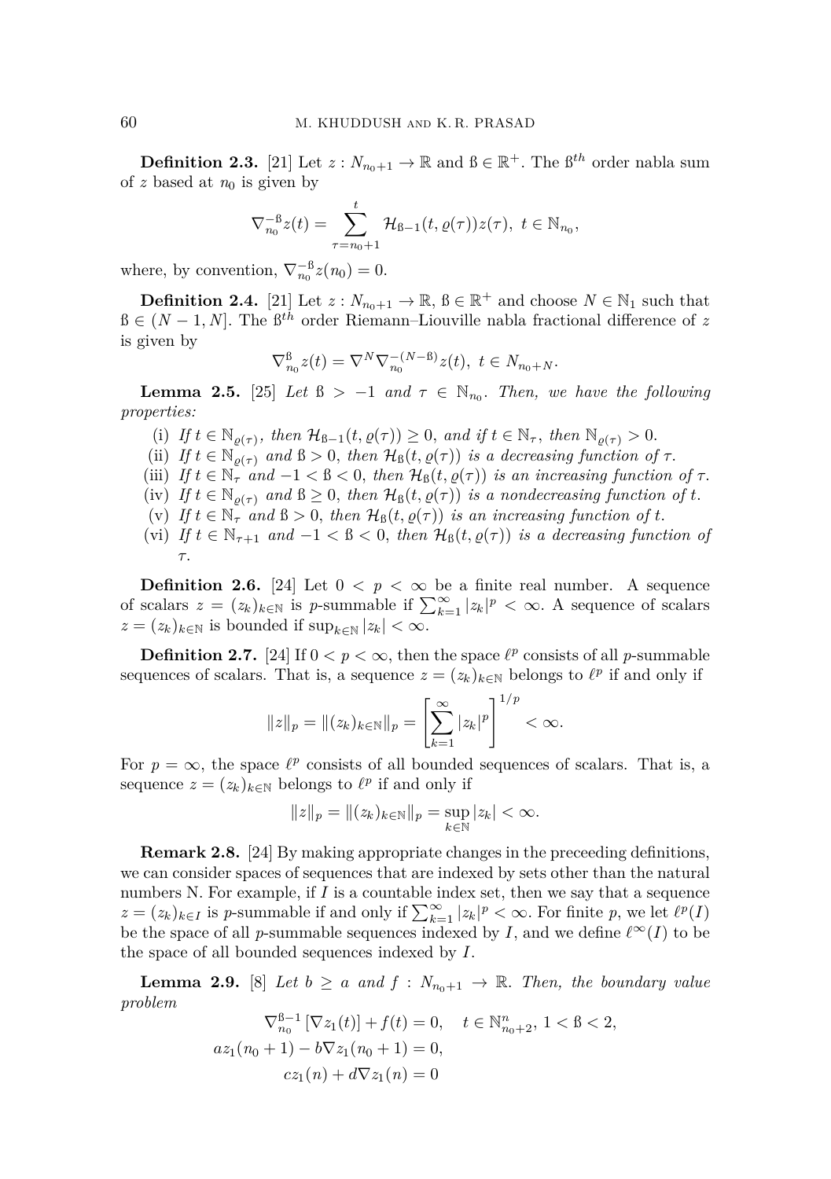**Definition 2.3.** [21] Let $z : N_{n_0+1} \to \mathbb{R}$ and $\text{ß} \in \mathbb{R}^+$. The $\text{ß}^{th}$ order nabla sum of $z$ based at $n_0$ is given by

$$\nabla_{n_0}^{-\text{ß}} z(t) = \sum_{\tau=n_0+1}^{t} \mathcal{H}_{\text{ß}-1}(t, \varrho(\tau)) z(\tau), \ t \in \mathbb{N}_{n_0},$$

where, by convention, $\nabla_{n_0}^{-\text{ß}} z(n_0) = 0$.

**Definition 2.4.** [21] Let $z : N_{n_0+1} \to \mathbb{R}$, $\text{ß} \in \mathbb{R}^+$ and choose $N \in \mathbb{N}_1$ such that $\text{ß} \in (N-1, N]$. The $\text{ß}^{th}$ order Riemann–Liouville nabla fractional difference of $z$ is given by

$$\nabla_{n_0}^{\text{ß}} z(t) = \nabla^N \nabla_{n_0}^{-(N-\text{ß})} z(t), \ t \in N_{n_0+N}.$$

**Lemma 2.5.** [25] *Let $\text{ß} > -1$ and $\tau \in \mathbb{N}_{n_0}$. Then, we have the following properties:*

(i) *If $t \in \mathbb{N}_{\varrho(\tau)}$, then $\mathcal{H}_{\text{ß}-1}(t, \varrho(\tau)) \geq 0$, and if $t \in \mathbb{N}_{\tau}$, then $\mathbb{N}_{\varrho(\tau)} > 0$.*

(ii) *If $t \in \mathbb{N}_{\varrho(\tau)}$ and $\text{ß} > 0$, then $\mathcal{H}_{\text{ß}}(t, \varrho(\tau))$ is a decreasing function of $\tau$.*

(iii) *If $t \in \mathbb{N}_{\tau}$ and $-1 < \text{ß} < 0$, then $\mathcal{H}_{\text{ß}}(t, \varrho(\tau))$ is an increasing function of $\tau$.*

(iv) *If $t \in \mathbb{N}_{\varrho(\tau)}$ and $\text{ß} \geq 0$, then $\mathcal{H}_{\text{ß}}(t, \varrho(\tau))$ is a nondecreasing function of $t$.*

(v) *If $t \in \mathbb{N}_{\tau}$ and $\text{ß} > 0$, then $\mathcal{H}_{\text{ß}}(t, \varrho(\tau))$ is an increasing function of $t$.*

(vi) *If $t \in \mathbb{N}_{\tau+1}$ and $-1 < \text{ß} < 0$, then $\mathcal{H}_{\text{ß}}(t, \varrho(\tau))$ is a decreasing function of $\tau$.*

**Definition 2.6.** [24] Let $0 < p < \infty$ be a finite real number. A sequence of scalars $z = (z_k)_{k \in \mathbb{N}}$ is $p$-summable if $\sum_{k=1}^{\infty} |z_k|^p < \infty$. A sequence of scalars $z = (z_k)_{k \in \mathbb{N}}$ is bounded if $\sup_{k \in \mathbb{N}} |z_k| < \infty$.

**Definition 2.7.** [24] If $0 < p < \infty$, then the space $\ell^p$ consists of all $p$-summable sequences of scalars. That is, a sequence $z = (z_k)_{k \in \mathbb{N}}$ belongs to $\ell^p$ if and only if

$$\|z\|_p = \|(z_k)_{k \in \mathbb{N}}\|_p = \left[\sum_{k=1}^{\infty} |z_k|^p\right]^{1/p} < \infty.$$

For $p = \infty$, the space $\ell^p$ consists of all bounded sequences of scalars. That is, a sequence $z = (z_k)_{k \in \mathbb{N}}$ belongs to $\ell^p$ if and only if

$$\|z\|_p = \|(z_k)_{k \in \mathbb{N}}\|_p = \sup_{k \in \mathbb{N}} |z_k| < \infty.$$

**Remark 2.8.** [24] By making appropriate changes in the preceeding definitions, we can consider spaces of sequences that are indexed by sets other than the natural numbers N. For example, if $I$ is a countable index set, then we say that a sequence $z = (z_k)_{k \in I}$ is $p$-summable if and only if $\sum_{k=1}^{\infty} |z_k|^p < \infty$. For finite $p$, we let $\ell^p(I)$ be the space of all $p$-summable sequences indexed by $I$, and we define $\ell^{\infty}(I)$ to be the space of all bounded sequences indexed by $I$.

**Lemma 2.9.** [8] *Let $b \geq a$ and $f : N_{n_0+1} \to \mathbb{R}$. Then, the boundary value problem*

$$\begin{aligned}
\nabla_{n_0}^{\text{ß}-1} [\nabla z_1(t)] + f(t) = 0, \quad t \in \mathbb{N}_{n_0+2}^{n}, \ 1 < \text{ß} < 2, \\
a z_1(n_0+1) - b \nabla z_1(n_0+1) = 0, \\
c z_1(n) + d \nabla z_1(n) = 0
\end{aligned}$$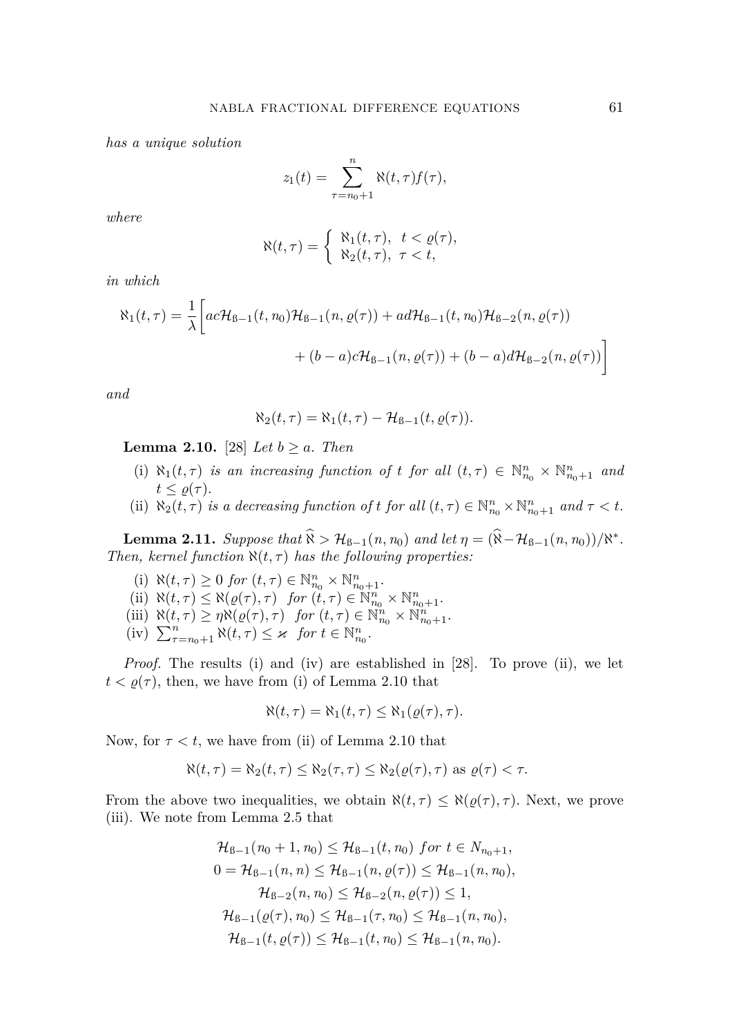*has a unique solution*

$$z_1(t) = \sum_{\tau=n_0+1}^{n} \aleph(t,\tau) f(\tau),$$

*where*

$$\aleph(t,\tau) = \begin{cases} \aleph_1(t,\tau), & t < \varrho(\tau), \\ \aleph_2(t,\tau), & \tau < t, \end{cases}$$

*in which*

$$\aleph_1(t,\tau) = \frac{1}{\lambda}\bigg[ac\mathcal{H}_{\text{ß}-1}(t,n_0)\mathcal{H}_{\text{ß}-1}(n,\varrho(\tau)) + ad\mathcal{H}_{\text{ß}-1}(t,n_0)\mathcal{H}_{\text{ß}-2}(n,\varrho(\tau)) + (b-a)c\mathcal{H}_{\text{ß}-1}(n,\varrho(\tau)) + (b-a)d\mathcal{H}_{\text{ß}-2}(n,\varrho(\tau))\bigg]$$

*and*

$$\aleph_2(t,\tau) = \aleph_1(t,\tau) - \mathcal{H}_{\text{ß}-1}(t,\varrho(\tau)).$$

**Lemma 2.10.** [28] *Let $b \geq a$. Then*

(i) *$\aleph_1(t,\tau)$ is an increasing function of $t$ for all $(t,\tau) \in \mathbb{N}_{n_0}^n \times \mathbb{N}_{n_0+1}^n$ and $t \leq \varrho(\tau)$.*

(ii) *$\aleph_2(t,\tau)$ is a decreasing function of $t$ for all $(t,\tau) \in \mathbb{N}_{n_0}^n \times \mathbb{N}_{n_0+1}^n$ and $\tau < t$.*

**Lemma 2.11.** *Suppose that $\widehat{\aleph} > \mathcal{H}_{\text{ß}-1}(n,n_0)$ and let $\eta = (\widehat{\aleph} - \mathcal{H}_{\text{ß}-1}(n,n_0))/\aleph^*$. Then, kernel function $\aleph(t,\tau)$ has the following properties:*

(i) *$\aleph(t,\tau) \geq 0$ for $(t,\tau) \in \mathbb{N}_{n_0}^n \times \mathbb{N}_{n_0+1}^n$.*

(ii) *$\aleph(t,\tau) \leq \aleph(\varrho(\tau),\tau)$ for $(t,\tau) \in \mathbb{N}_{n_0}^n \times \mathbb{N}_{n_0+1}^n$.*

(iii) *$\aleph(t,\tau) \geq \eta\aleph(\varrho(\tau),\tau)$ for $(t,\tau) \in \mathbb{N}_{n_0}^n \times \mathbb{N}_{n_0+1}^n$.*

(iv) *$\sum_{\tau=n_0+1}^{n} \aleph(t,\tau) \leq \varkappa$ for $t \in \mathbb{N}_{n_0}^n$.*

*Proof.* The results (i) and (iv) are established in [28]. To prove (ii), we let $t < \varrho(\tau)$, then, we have from (i) of Lemma 2.10 that

$$\aleph(t,\tau) = \aleph_1(t,\tau) \leq \aleph_1(\varrho(\tau),\tau).$$

Now, for $\tau < t$, we have from (ii) of Lemma 2.10 that

$$\aleph(t,\tau) = \aleph_2(t,\tau) \leq \aleph_2(\tau,\tau) \leq \aleph_2(\varrho(\tau),\tau) \text{ as } \varrho(\tau) < \tau.$$

From the above two inequalities, we obtain $\aleph(t,\tau) \leq \aleph(\varrho(\tau),\tau)$. Next, we prove (iii). We note from Lemma 2.5 that

$$\mathcal{H}_{\text{ß}-1}(n_0+1,n_0) \leq \mathcal{H}_{\text{ß}-1}(t,n_0) \text{ for } t \in N_{n_0+1},$$
$$0 = \mathcal{H}_{\text{ß}-1}(n,n) \leq \mathcal{H}_{\text{ß}-1}(n,\varrho(\tau)) \leq \mathcal{H}_{\text{ß}-1}(n,n_0),$$
$$\mathcal{H}_{\text{ß}-2}(n,n_0) \leq \mathcal{H}_{\text{ß}-2}(n,\varrho(\tau)) \leq 1,$$
$$\mathcal{H}_{\text{ß}-1}(\varrho(\tau),n_0) \leq \mathcal{H}_{\text{ß}-1}(\tau,n_0) \leq \mathcal{H}_{\text{ß}-1}(n,n_0),$$
$$\mathcal{H}_{\text{ß}-1}(t,\varrho(\tau)) \leq \mathcal{H}_{\text{ß}-1}(t,n_0) \leq \mathcal{H}_{\text{ß}-1}(n,n_0).$$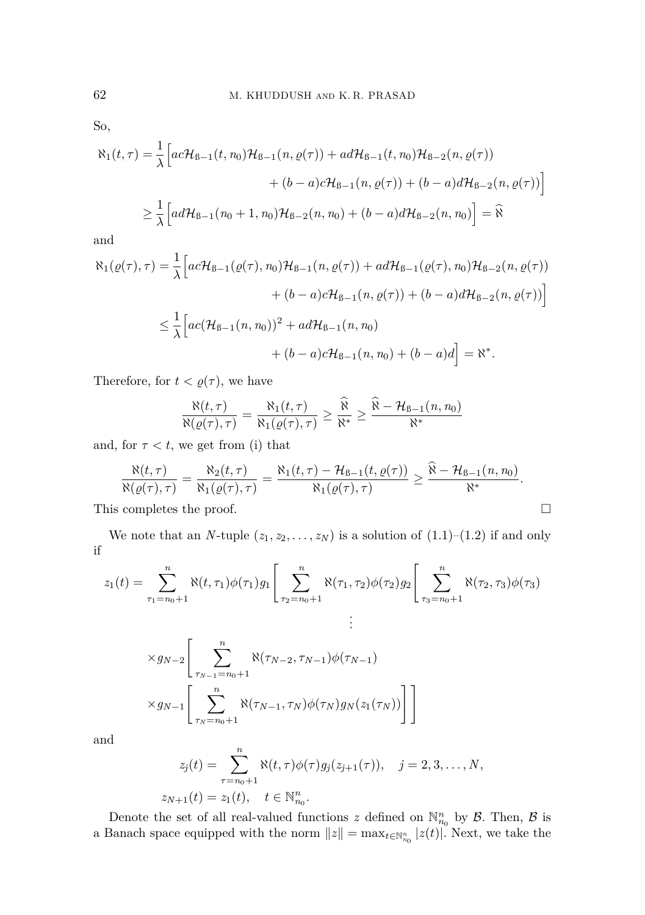So,

$$
\begin{aligned}
\aleph_1(t,\tau) &= \frac{1}{\lambda}\Big[ac\mathcal{H}_{ß-1}(t,n_0)\mathcal{H}_{ß-1}(n,\varrho(\tau)) + ad\mathcal{H}_{ß-1}(t,n_0)\mathcal{H}_{ß-2}(n,\varrho(\tau)) \\
&\qquad + (b-a)c\mathcal{H}_{ß-1}(n,\varrho(\tau)) + (b-a)d\mathcal{H}_{ß-2}(n,\varrho(\tau))\Big] \\
&\geq \frac{1}{\lambda}\Big[ad\mathcal{H}_{ß-1}(n_0+1,n_0)\mathcal{H}_{ß-2}(n,n_0) + (b-a)d\mathcal{H}_{ß-2}(n,n_0)\Big] = \widehat{\aleph}
\end{aligned}
$$

and

$$
\begin{aligned}
\aleph_1(\varrho(\tau),\tau) &= \frac{1}{\lambda}\Big[ac\mathcal{H}_{ß-1}(\varrho(\tau),n_0)\mathcal{H}_{ß-1}(n,\varrho(\tau)) + ad\mathcal{H}_{ß-1}(\varrho(\tau),n_0)\mathcal{H}_{ß-2}(n,\varrho(\tau)) \\
&\qquad + (b-a)c\mathcal{H}_{ß-1}(n,\varrho(\tau)) + (b-a)d\mathcal{H}_{ß-2}(n,\varrho(\tau))\Big] \\
&\leq \frac{1}{\lambda}\Big[ac(\mathcal{H}_{ß-1}(n,n_0))^2 + ad\mathcal{H}_{ß-1}(n,n_0) \\
&\qquad + (b-a)c\mathcal{H}_{ß-1}(n,n_0) + (b-a)d\Big] = \aleph^*.
\end{aligned}
$$

Therefore, for $t < \varrho(\tau)$, we have

$$
\frac{\aleph(t,\tau)}{\aleph(\varrho(\tau),\tau)} = \frac{\aleph_1(t,\tau)}{\aleph_1(\varrho(\tau),\tau)} \geq \frac{\widehat{\aleph}}{\aleph^*} \geq \frac{\widehat{\aleph} - \mathcal{H}_{ß-1}(n,n_0)}{\aleph^*}
$$

and, for $\tau < t$, we get from (i) that

$$
\frac{\aleph(t,\tau)}{\aleph(\varrho(\tau),\tau)} = \frac{\aleph_2(t,\tau)}{\aleph_1(\varrho(\tau),\tau)} = \frac{\aleph_1(t,\tau) - \mathcal{H}_{ß-1}(t,\varrho(\tau))}{\aleph_1(\varrho(\tau),\tau)} \geq \frac{\widehat{\aleph} - \mathcal{H}_{ß-1}(n,n_0)}{\aleph^*}.
$$

This completes the proof. □

We note that an $N$-tuple $(z_1, z_2, \ldots, z_N)$ is a solution of (1.1)–(1.2) if and only if

$$
\begin{aligned}
z_1(t) = \sum_{\tau_1=n_0+1}^{n} \aleph(t,\tau_1)\phi(\tau_1) g_1\Bigg[\sum_{\tau_2=n_0+1}^{n} \aleph(\tau_1,\tau_2)\phi(\tau_2) g_2\Bigg[\sum_{\tau_3=n_0+1}^{n} \aleph(\tau_2,\tau_3)\phi(\tau_3) \\
\vdots \\
\times g_{N-2}\Bigg[\sum_{\tau_{N-1}=n_0+1}^{n} \aleph(\tau_{N-2},\tau_{N-1})\phi(\tau_{N-1}) \\
\times g_{N-1}\Bigg[\sum_{\tau_N=n_0+1}^{n} \aleph(\tau_{N-1},\tau_N)\phi(\tau_N) g_N(z_1(\tau_N))\Bigg]\Bigg]
\end{aligned}
$$

and

$$
\begin{aligned}
&z_j(t) = \sum_{\tau=n_0+1}^{n} \aleph(t,\tau)\phi(\tau) g_j(z_{j+1}(\tau)), \quad j = 2, 3, \ldots, N, \\
&z_{N+1}(t) = z_1(t), \quad t \in \mathbb{N}_{n_0}^{n}.
\end{aligned}
$$

Denote the set of all real-valued functions $z$ defined on $\mathbb{N}_{n_0}^{n}$ by $\mathcal{B}$. Then, $\mathcal{B}$ is a Banach space equipped with the norm $\|z\| = \max_{t\in\mathbb{N}_{n_0}^{n}} |z(t)|$. Next, we take the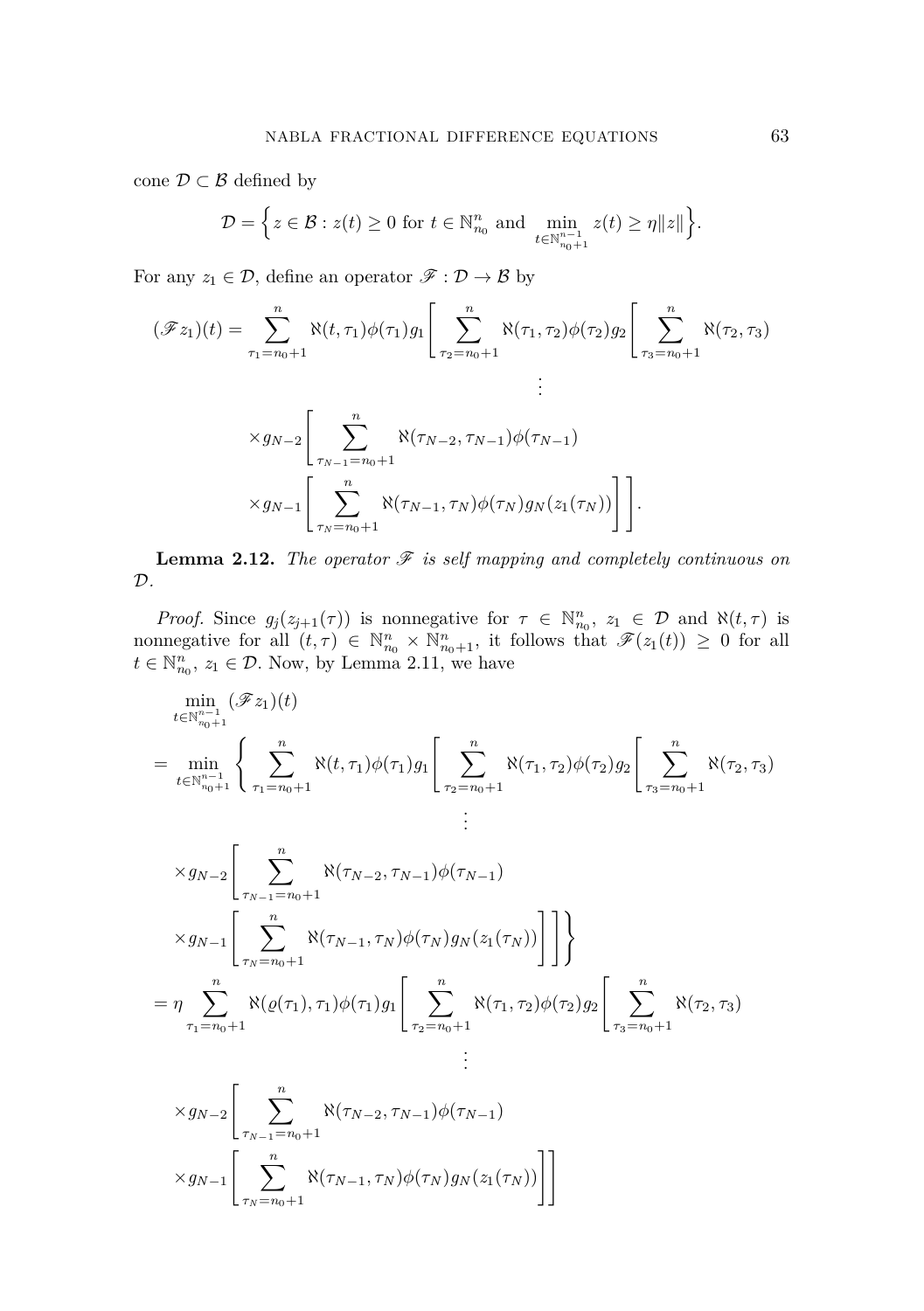cone $\mathcal{D} \subset \mathcal{B}$ defined by

$$\mathcal{D} = \Big\{ z \in \mathcal{B} : z(t) \geq 0 \text{ for } t \in \mathbb{N}_{n_0}^{n} \text{ and } \min_{t \in \mathbb{N}_{n_0+1}^{n-1}} z(t) \geq \eta \|z\| \Big\}.$$

For any $z_1 \in \mathcal{D}$, define an operator $\mathscr{F} : \mathcal{D} \to \mathcal{B}$ by

$$\begin{aligned}
(\mathscr{F} z_1)(t) = \sum_{\tau_1=n_0+1}^{n} \aleph(t,\tau_1)\phi(\tau_1) g_1 \Bigg[ \sum_{\tau_2=n_0+1}^{n} \aleph(\tau_1,\tau_2)\phi(\tau_2) g_2 \Bigg[ \sum_{\tau_3=n_0+1}^{n} \aleph(\tau_2,\tau_3) \\
\vdots \qquad\qquad \\
\times g_{N-2} \Bigg[ \sum_{\tau_{N-1}=n_0+1}^{n} \aleph(\tau_{N-2},\tau_{N-1})\phi(\tau_{N-1}) \\
\times g_{N-1} \Bigg[ \sum_{\tau_N=n_0+1}^{n} \aleph(\tau_{N-1},\tau_N)\phi(\tau_N) g_N(z_1(\tau_N)) \Bigg] \Bigg].
\end{aligned}$$

**Lemma 2.12.** *The operator $\mathscr{F}$ is self mapping and completely continuous on $\mathcal{D}$.*

*Proof.* Since $g_j(z_{j+1}(\tau))$ is nonnegative for $\tau \in \mathbb{N}_{n_0}^{n}$, $z_1 \in \mathcal{D}$ and $\aleph(t,\tau)$ is nonnegative for all $(t,\tau) \in \mathbb{N}_{n_0}^{n} \times \mathbb{N}_{n_0+1}^{n}$, it follows that $\mathscr{F}(z_1(t)) \geq 0$ for all $t \in \mathbb{N}_{n_0}^{n}$, $z_1 \in \mathcal{D}$. Now, by Lemma 2.11, we have

$$\begin{aligned}
&\min_{t \in \mathbb{N}_{n_0+1}^{n-1}} (\mathscr{F} z_1)(t) \\
&= \min_{t \in \mathbb{N}_{n_0+1}^{n-1}} \Bigg\{ \sum_{\tau_1=n_0+1}^{n} \aleph(t,\tau_1)\phi(\tau_1) g_1 \Bigg[ \sum_{\tau_2=n_0+1}^{n} \aleph(\tau_1,\tau_2)\phi(\tau_2) g_2 \Bigg[ \sum_{\tau_3=n_0+1}^{n} \aleph(\tau_2,\tau_3) \\
&\qquad \vdots \\
&\quad \times g_{N-2} \Bigg[ \sum_{\tau_{N-1}=n_0+1}^{n} \aleph(\tau_{N-2},\tau_{N-1})\phi(\tau_{N-1}) \\
&\quad \times g_{N-1} \Bigg[ \sum_{\tau_N=n_0+1}^{n} \aleph(\tau_{N-1},\tau_N)\phi(\tau_N) g_N(z_1(\tau_N)) \Bigg] \Bigg] \Bigg\} \\
&= \eta \sum_{\tau_1=n_0+1}^{n} \aleph(\varrho(\tau_1),\tau_1)\phi(\tau_1) g_1 \Bigg[ \sum_{\tau_2=n_0+1}^{n} \aleph(\tau_1,\tau_2)\phi(\tau_2) g_2 \Bigg[ \sum_{\tau_3=n_0+1}^{n} \aleph(\tau_2,\tau_3) \\
&\qquad \vdots \\
&\quad \times g_{N-2} \Bigg[ \sum_{\tau_{N-1}=n_0+1}^{n} \aleph(\tau_{N-2},\tau_{N-1})\phi(\tau_{N-1}) \\
&\quad \times g_{N-1} \Bigg[ \sum_{\tau_N=n_0+1}^{n} \aleph(\tau_{N-1},\tau_N)\phi(\tau_N) g_N(z_1(\tau_N)) \Bigg] \Bigg]
\end{aligned}$$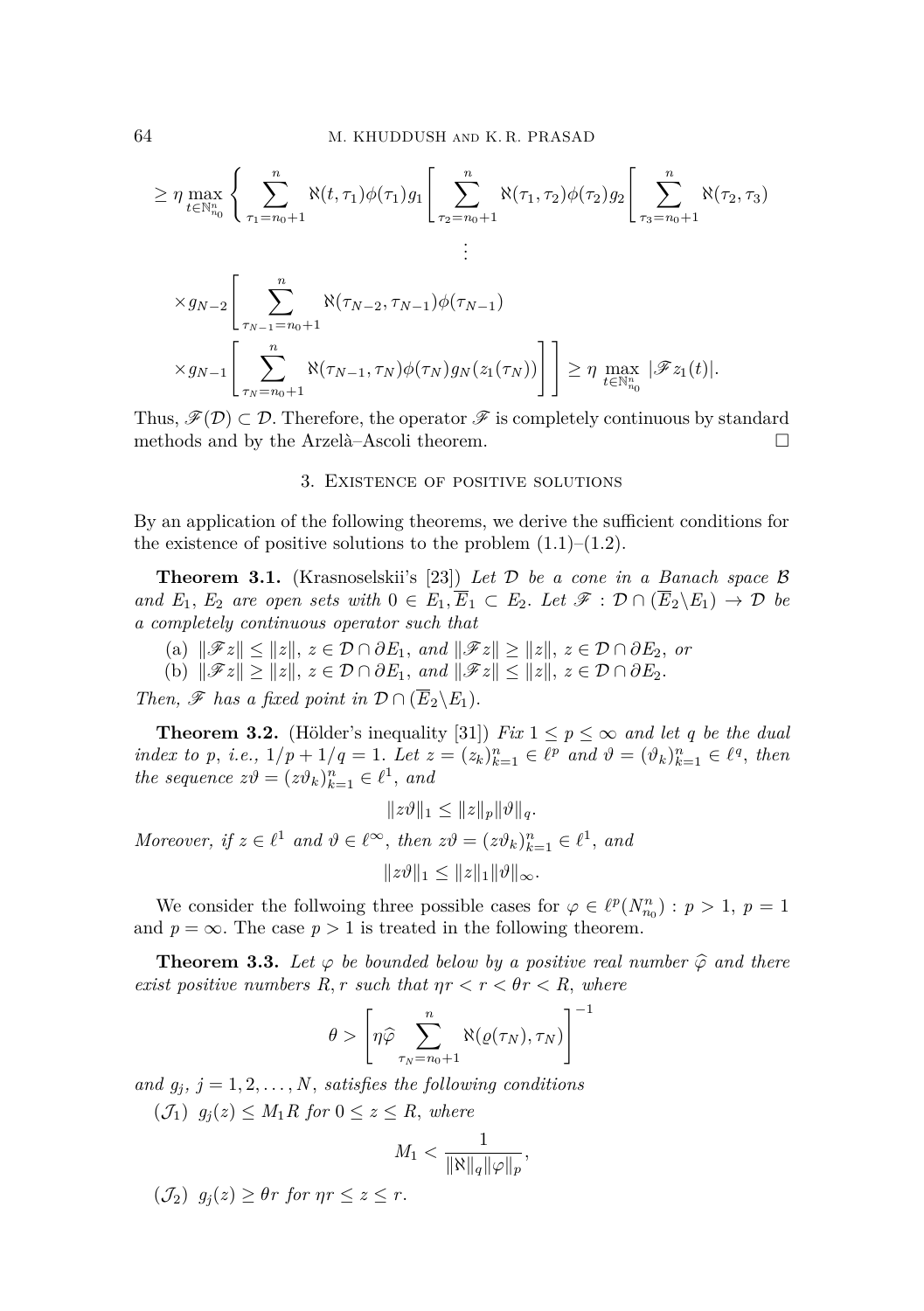$$
\geq \eta \max_{t\in\mathbb{N}_{n_0}^n} \left\{ \sum_{\tau_1=n_0+1}^{n} \aleph(t,\tau_1)\phi(\tau_1) g_1 \left[ \sum_{\tau_2=n_0+1}^{n} \aleph(\tau_1,\tau_2)\phi(\tau_2) g_2 \left[ \sum_{\tau_3=n_0+1}^{n} \aleph(\tau_2,\tau_3) \right.\right.\right.
$$

$$
\vdots
$$

$$
\times g_{N-2}\left[ \sum_{\tau_{N-1}=n_0+1}^{n} \aleph(\tau_{N-2},\tau_{N-1})\phi(\tau_{N-1}) \right.
$$

$$
\left.\left.\left.\left. \times g_{N-1}\left[ \sum_{\tau_N=n_0+1}^{n} \aleph(\tau_{N-1},\tau_N)\phi(\tau_N) g_N(z_1(\tau_N)) \right] \right] \right] \right\} \geq \eta \max_{t\in\mathbb{N}_{n_0}^n} |\mathscr{F} z_1(t)|.
$$

Thus, $\mathscr{F}(\mathcal{D}) \subset \mathcal{D}$. Therefore, the operator $\mathscr{F}$ is completely continuous by standard methods and by the Arzelà–Ascoli theorem. □

## 3. Existence of positive solutions

By an application of the following theorems, we derive the sufficient conditions for the existence of positive solutions to the problem (1.1)–(1.2).

**Theorem 3.1.** (Krasnoselskii's [23]) *Let $\mathcal{D}$ be a cone in a Banach space $\mathcal{B}$ and $E_1$, $E_2$ are open sets with $0 \in E_1, \overline{E}_1 \subset E_2$. Let $\mathscr{F} : \mathcal{D} \cap (\overline{E}_2 \backslash E_1) \to \mathcal{D}$ be a completely continuous operator such that*

(a) $\|\mathscr{F} z\| \leq \|z\|$, $z \in \mathcal{D} \cap \partial E_1$, *and* $\|\mathscr{F} z\| \geq \|z\|$, $z \in \mathcal{D} \cap \partial E_2$, *or*

(b) $\|\mathscr{F} z\| \geq \|z\|$, $z \in \mathcal{D} \cap \partial E_1$, *and* $\|\mathscr{F} z\| \leq \|z\|$, $z \in \mathcal{D} \cap \partial E_2$.

*Then, $\mathscr{F}$ has a fixed point in $\mathcal{D} \cap (\overline{E}_2 \backslash E_1)$.*

**Theorem 3.2.** (Hölder's inequality [31]) *Fix $1 \leq p \leq \infty$ and let $q$ be the dual index to $p$, i.e., $1/p + 1/q = 1$. Let $z = (z_k)_{k=1}^n \in \ell^p$ and $\vartheta = (\vartheta_k)_{k=1}^n \in \ell^q$, then the sequence $z\vartheta = (z\vartheta_k)_{k=1}^n \in \ell^1$, and*

$$
\|z\vartheta\|_1 \leq \|z\|_p \|\vartheta\|_q.
$$

*Moreover, if $z \in \ell^1$ and $\vartheta \in \ell^\infty$, then $z\vartheta = (z\vartheta_k)_{k=1}^n \in \ell^1$, and*

$$
\|z\vartheta\|_1 \leq \|z\|_1 \|\vartheta\|_\infty.
$$

We consider the follwoing three possible cases for $\varphi \in \ell^p(N_{n_0}^n) : p > 1$, $p = 1$ and $p = \infty$. The case $p > 1$ is treated in the following theorem.

**Theorem 3.3.** *Let $\varphi$ be bounded below by a positive real number $\widehat{\varphi}$ and there exist positive numbers $R, r$ such that $\eta r < r < \theta r < R$, where*

$$
\theta > \left[ \eta \widehat{\varphi} \sum_{\tau_N=n_0+1}^{n} \aleph(\varrho(\tau_N), \tau_N) \right]^{-1}
$$

*and $g_j$, $j = 1, 2, \ldots, N$, satisfies the following conditions*

($\mathcal{J}_1$) $g_j(z) \leq M_1 R$ *for* $0 \leq z \leq R$, *where*

$$
M_1 < \frac{1}{\|\aleph\|_q \|\varphi\|_p},
$$

($\mathcal{J}_2$) $g_j(z) \geq \theta r$ *for* $\eta r \leq z \leq r$.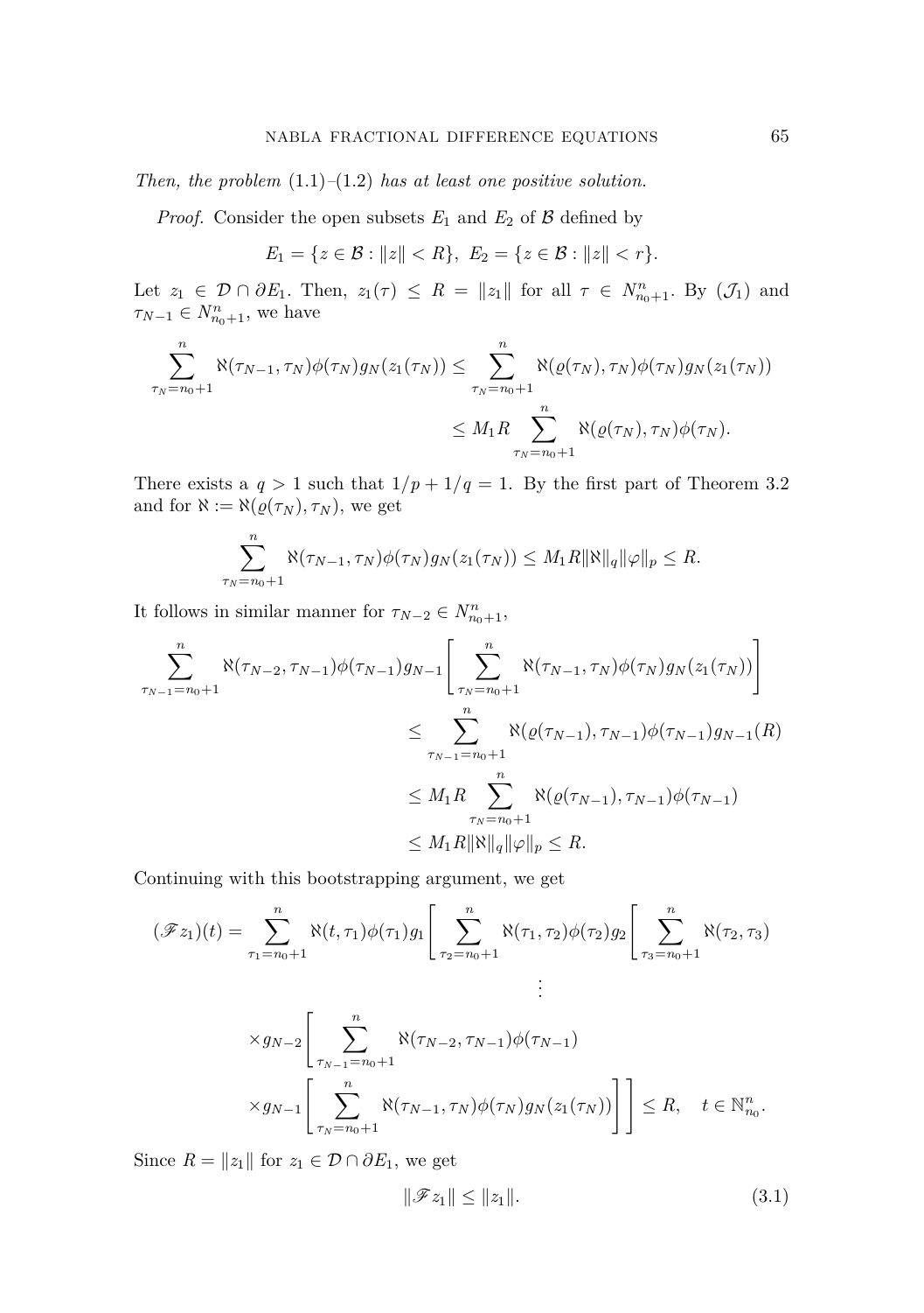*Then, the problem* (1.1)–(1.2) *has at least one positive solution.*

*Proof.* Consider the open subsets $E_1$ and $E_2$ of $\mathcal{B}$ defined by

$$E_1 = \{z \in \mathcal{B} : \|z\| < R\}, \; E_2 = \{z \in \mathcal{B} : \|z\| < r\}.$$

Let $z_1 \in \mathcal{D} \cap \partial E_1$. Then, $z_1(\tau) \leq R = \|z_1\|$ for all $\tau \in N_{n_0+1}^n$. By $(\mathcal{J}_1)$ and $\tau_{N-1} \in N_{n_0+1}^n$, we have

$$\begin{aligned}\sum_{\tau_N=n_0+1}^{n} \aleph(\tau_{N-1}, \tau_N)\phi(\tau_N) g_N(z_1(\tau_N)) &\leq \sum_{\tau_N=n_0+1}^{n} \aleph(\varrho(\tau_N), \tau_N)\phi(\tau_N) g_N(z_1(\tau_N)) \\ &\leq M_1 R \sum_{\tau_N=n_0+1}^{n} \aleph(\varrho(\tau_N), \tau_N)\phi(\tau_N).\end{aligned}$$

There exists a $q > 1$ such that $1/p + 1/q = 1$. By the first part of Theorem 3.2 and for $\aleph := \aleph(\varrho(\tau_N), \tau_N)$, we get

$$\sum_{\tau_N=n_0+1}^{n} \aleph(\tau_{N-1}, \tau_N)\phi(\tau_N) g_N(z_1(\tau_N)) \leq M_1 R \|\aleph\|_q \|\varphi\|_p \leq R.$$

It follows in similar manner for $\tau_{N-2} \in N_{n_0+1}^n$,

$$\begin{aligned}\sum_{\tau_{N-1}=n_0+1}^{n} \aleph(\tau_{N-2}, \tau_{N-1})\phi(\tau_{N-1}) g_{N-1}&\left[\sum_{\tau_N=n_0+1}^{n} \aleph(\tau_{N-1}, \tau_N)\phi(\tau_N) g_N(z_1(\tau_N))\right] \\ &\leq \sum_{\tau_{N-1}=n_0+1}^{n} \aleph(\varrho(\tau_{N-1}), \tau_{N-1})\phi(\tau_{N-1}) g_{N-1}(R) \\ &\leq M_1 R \sum_{\tau_N=n_0+1}^{n} \aleph(\varrho(\tau_{N-1}), \tau_{N-1})\phi(\tau_{N-1}) \\ &\leq M_1 R \|\aleph\|_q \|\varphi\|_p \leq R.\end{aligned}$$

Continuing with this bootstrapping argument, we get

$$\begin{aligned}(\mathscr{F} z_1)(t) = \sum_{\tau_1=n_0+1}^{n} \aleph(t, \tau_1)\phi(\tau_1) g_1 &\Bigg[\sum_{\tau_2=n_0+1}^{n} \aleph(\tau_1, \tau_2)\phi(\tau_2) g_2 \Bigg[\sum_{\tau_3=n_0+1}^{n} \aleph(\tau_2, \tau_3) \\ &\vdots \\ \times g_{N-2} &\Bigg[\sum_{\tau_{N-1}=n_0+1}^{n} \aleph(\tau_{N-2}, \tau_{N-1})\phi(\tau_{N-1}) \\ \times g_{N-1} &\Bigg[\sum_{\tau_N=n_0+1}^{n} \aleph(\tau_{N-1}, \tau_N)\phi(\tau_N) g_N(z_1(\tau_N))\Bigg]\Bigg] \leq R, \quad t \in \mathbb{N}_{n_0}^n.\end{aligned}$$

Since $R = \|z_1\|$ for $z_1 \in \mathcal{D} \cap \partial E_1$, we get

$$\|\mathscr{F} z_1\| \leq \|z_1\|. \tag{3.1}$$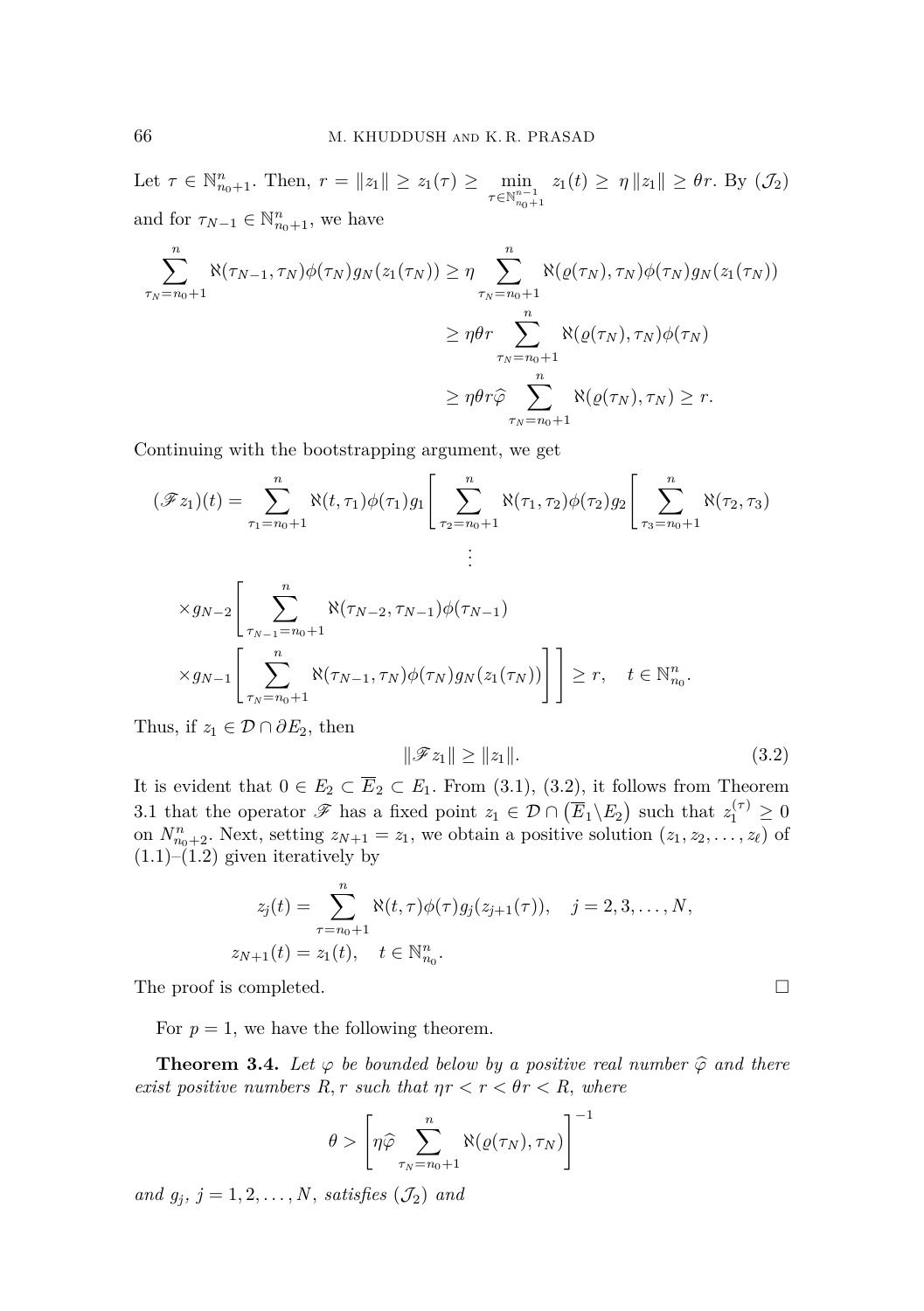Let $\tau \in \mathbb{N}_{n_0+1}^{n}$. Then, $r = \|z_1\| \geq z_1(\tau) \geq \min_{\tau \in \mathbb{N}_{n_0+1}^{n-1}} z_1(t) \geq \eta \|z_1\| \geq \theta r$. By $(\mathcal{J}_2)$ and for $\tau_{N-1} \in \mathbb{N}_{n_0+1}^{n}$, we have

$$
\begin{aligned}
\sum_{\tau_N=n_0+1}^{n} \aleph(\tau_{N-1}, \tau_N)\phi(\tau_N) g_N(z_1(\tau_N)) &\geq \eta \sum_{\tau_N=n_0+1}^{n} \aleph(\varrho(\tau_N), \tau_N)\phi(\tau_N) g_N(z_1(\tau_N)) \\
&\geq \eta\theta r \sum_{\tau_N=n_0+1}^{n} \aleph(\varrho(\tau_N), \tau_N)\phi(\tau_N) \\
&\geq \eta\theta r \widehat{\varphi} \sum_{\tau_N=n_0+1}^{n} \aleph(\varrho(\tau_N), \tau_N) \geq r.
\end{aligned}
$$

Continuing with the bootstrapping argument, we get

$$
\begin{aligned}
(\mathscr{F} z_1)(t) = &\sum_{\tau_1=n_0+1}^{n} \aleph(t, \tau_1)\phi(\tau_1) g_1\Bigg[\sum_{\tau_2=n_0+1}^{n} \aleph(\tau_1, \tau_2)\phi(\tau_2) g_2\Bigg[\sum_{\tau_3=n_0+1}^{n} \aleph(\tau_2, \tau_3) \\
&\vdots \\
&\times g_{N-2}\Bigg[\sum_{\tau_{N-1}=n_0+1}^{n} \aleph(\tau_{N-2}, \tau_{N-1})\phi(\tau_{N-1}) \\
&\times g_{N-1}\Bigg[\sum_{\tau_N=n_0+1}^{n} \aleph(\tau_{N-1}, \tau_N)\phi(\tau_N) g_N(z_1(\tau_N))\Bigg]\Bigg] \geq r, \quad t \in \mathbb{N}_{n_0}^{n}.
\end{aligned}
$$

Thus, if $z_1 \in \mathcal{D} \cap \partial E_2$, then

$$
\|\mathscr{F} z_1\| \geq \|z_1\|. \tag{3.2}
$$

It is evident that $0 \in E_2 \subset \overline{E}_2 \subset E_1$. From (3.1), (3.2), it follows from Theorem 3.1 that the operator $\mathscr{F}$ has a fixed point $z_1 \in \mathcal{D} \cap \left(\overline{E}_1 \backslash E_2\right)$ such that $z_1^{(\tau)} \geq 0$ on $N_{n_0+2}^{n}$. Next, setting $z_{N+1} = z_1$, we obtain a positive solution $(z_1, z_2, \ldots, z_\ell)$ of (1.1)–(1.2) given iteratively by

$$
\begin{aligned}
z_j(t) &= \sum_{\tau=n_0+1}^{n} \aleph(t, \tau)\phi(\tau) g_j(z_{j+1}(\tau)), \quad j = 2, 3, \ldots, N, \\
z_{N+1}(t) &= z_1(t), \quad t \in \mathbb{N}_{n_0}^{n}.
\end{aligned}
$$

The proof is completed. $\square$

For $p = 1$, we have the following theorem.

**Theorem 3.4.** *Let $\varphi$ be bounded below by a positive real number $\widehat{\varphi}$ and there exist positive numbers $R, r$ such that $\eta r < r < \theta r < R$, where*

$$
\theta > \left[\eta \widehat{\varphi} \sum_{\tau_N=n_0+1}^{n} \aleph(\varrho(\tau_N), \tau_N)\right]^{-1}
$$

*and $g_j$, $j = 1, 2, \ldots, N$, satisfies $(\mathcal{J}_2)$ and*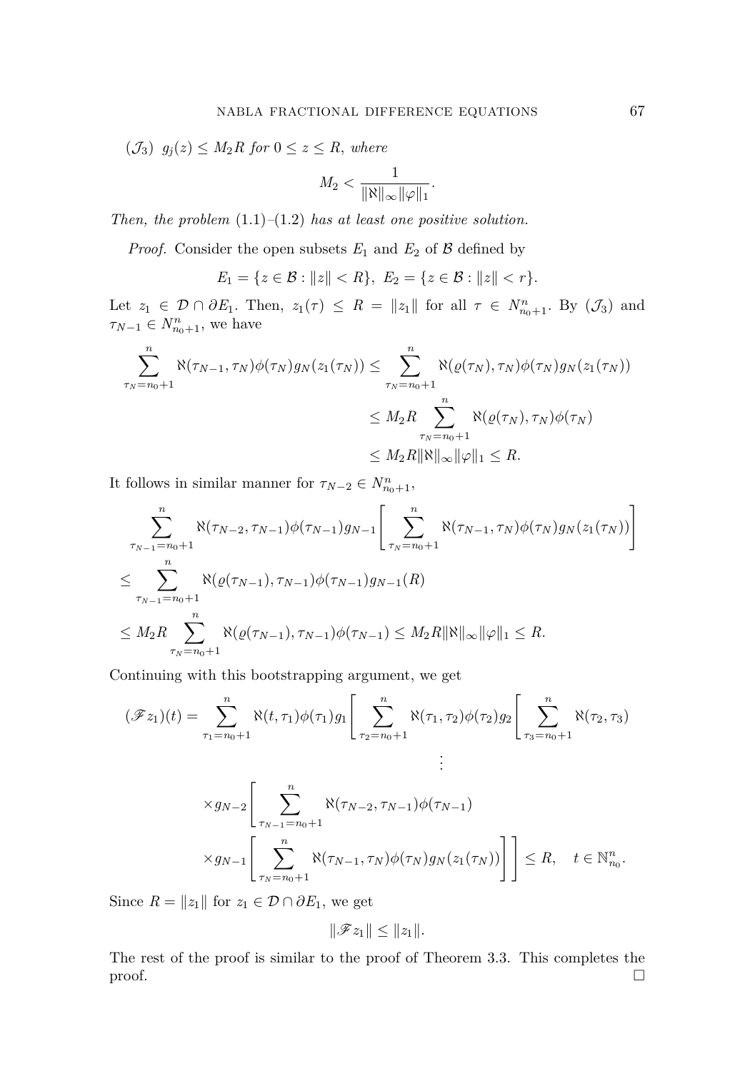($\mathcal{J}_3$) $g_j(z) \leq M_2 R$ *for* $0 \leq z \leq R$, *where*

$$M_2 < \frac{1}{\|\aleph\|_\infty \|\varphi\|_1}.$$

*Then, the problem* (1.1)–(1.2) *has at least one positive solution.*

*Proof.* Consider the open subsets $E_1$ and $E_2$ of $\mathcal{B}$ defined by

$$E_1 = \{z \in \mathcal{B} : \|z\| < R\},\ E_2 = \{z \in \mathcal{B} : \|z\| < r\}.$$

Let $z_1 \in \mathcal{D} \cap \partial E_1$. Then, $z_1(\tau) \leq R = \|z_1\|$ for all $\tau \in N_{n_0+1}^n$. By ($\mathcal{J}_3$) and $\tau_{N-1} \in N_{n_0+1}^n$, we have

$$\begin{aligned}
\sum_{\tau_N=n_0+1}^{n} \aleph(\tau_{N-1}, \tau_N)\phi(\tau_N) g_N(z_1(\tau_N)) &\leq \sum_{\tau_N=n_0+1}^{n} \aleph(\varrho(\tau_N), \tau_N)\phi(\tau_N) g_N(z_1(\tau_N)) \\
&\leq M_2 R \sum_{\tau_N=n_0+1}^{n} \aleph(\varrho(\tau_N), \tau_N)\phi(\tau_N) \\
&\leq M_2 R \|\aleph\|_\infty \|\varphi\|_1 \leq R.
\end{aligned}$$

It follows in similar manner for $\tau_{N-2} \in N_{n_0+1}^n$,

$$\begin{aligned}
&\sum_{\tau_{N-1}=n_0+1}^{n} \aleph(\tau_{N-2}, \tau_{N-1})\phi(\tau_{N-1}) g_{N-1}\left[\sum_{\tau_N=n_0+1}^{n} \aleph(\tau_{N-1}, \tau_N)\phi(\tau_N) g_N(z_1(\tau_N))\right] \\
&\leq \sum_{\tau_{N-1}=n_0+1}^{n} \aleph(\varrho(\tau_{N-1}), \tau_{N-1})\phi(\tau_{N-1}) g_{N-1}(R) \\
&\leq M_2 R \sum_{\tau_N=n_0+1}^{n} \aleph(\varrho(\tau_{N-1}), \tau_{N-1})\phi(\tau_{N-1}) \leq M_2 R \|\aleph\|_\infty \|\varphi\|_1 \leq R.
\end{aligned}$$

Continuing with this bootstrapping argument, we get

$$\begin{aligned}
(\mathscr{F} z_1)(t) = \sum_{\tau_1=n_0+1}^{n} \aleph(t, \tau_1)\phi(\tau_1) g_1 &\left[\sum_{\tau_2=n_0+1}^{n} \aleph(\tau_1, \tau_2)\phi(\tau_2) g_2 \left[\sum_{\tau_3=n_0+1}^{n} \aleph(\tau_2, \tau_3)\right.\right. \\
&\vdots \\
&\times g_{N-2}\left[\sum_{\tau_{N-1}=n_0+1}^{n} \aleph(\tau_{N-2}, \tau_{N-1})\phi(\tau_{N-1})\right. \\
&\left.\left.\times g_{N-1}\left[\sum_{\tau_N=n_0+1}^{n} \aleph(\tau_{N-1}, \tau_N)\phi(\tau_N) g_N(z_1(\tau_N))\right]\right]\right] \leq R, \quad t \in \mathbb{N}_{n_0}^n.
\end{aligned}$$

Since $R = \|z_1\|$ for $z_1 \in \mathcal{D} \cap \partial E_1$, we get

$$\|\mathscr{F} z_1\| \leq \|z_1\|.$$

The rest of the proof is similar to the proof of Theorem 3.3. This completes the proof. $\square$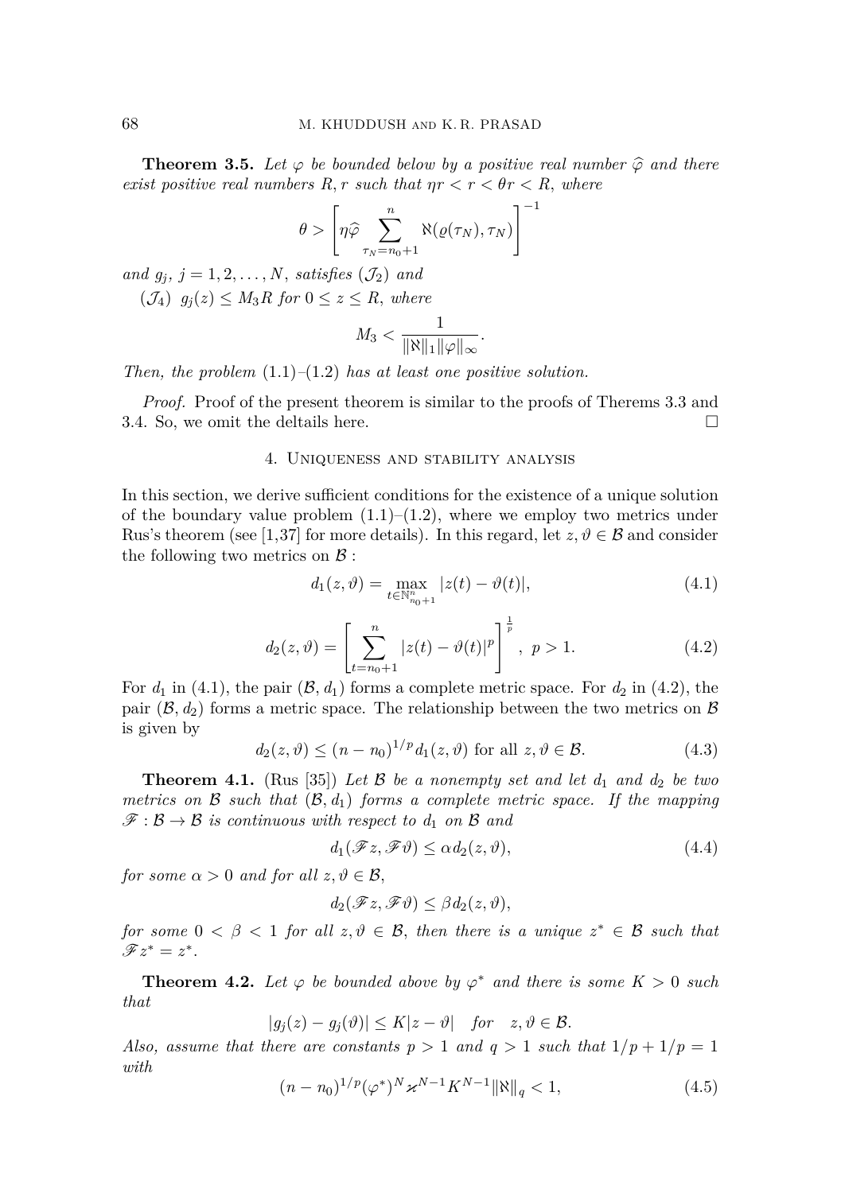**Theorem 3.5.** *Let $\varphi$ be bounded below by a positive real number $\widehat{\varphi}$ and there exist positive real numbers $R, r$ such that $\eta r < r < \theta r < R$, where*

$$\theta > \left[\eta\widehat{\varphi}\sum_{\tau_N=n_0+1}^{n}\aleph(\varrho(\tau_N),\tau_N)\right]^{-1}$$

*and $g_j$, $j = 1, 2, \ldots, N$, satisfies $(\mathcal{J}_2)$ and*

$(\mathcal{J}_4)$ *$g_j(z) \leq M_3 R$ for $0 \leq z \leq R$, where*

$$M_3 < \frac{1}{\|\aleph\|_1\|\varphi\|_\infty}.$$

*Then, the problem* (1.1)–(1.2) *has at least one positive solution.*

*Proof.* Proof of the present theorem is similar to the proofs of Therems 3.3 and 3.4. So, we omit the deltails here. □

## 4. Uniqueness and stability analysis

In this section, we derive sufficient conditions for the existence of a unique solution of the boundary value problem (1.1)–(1.2), where we employ two metrics under Rus's theorem (see [1,37] for more details). In this regard, let $z, \vartheta \in \mathcal{B}$ and consider the following two metrics on $\mathcal{B}$ :

$$d_1(z,\vartheta) = \max_{t\in\mathbb{N}^n_{n_0+1}}|z(t)-\vartheta(t)|, \tag{4.1}$$

$$d_2(z,\vartheta) = \left[\sum_{t=n_0+1}^{n}|z(t)-\vartheta(t)|^p\right]^{\frac{1}{p}},\ p>1. \tag{4.2}$$

For $d_1$ in (4.1), the pair $(\mathcal{B}, d_1)$ forms a complete metric space. For $d_2$ in (4.2), the pair $(\mathcal{B}, d_2)$ forms a metric space. The relationship between the two metrics on $\mathcal{B}$ is given by

$$d_2(z,\vartheta) \leq (n-n_0)^{1/p}d_1(z,\vartheta) \text{ for all } z,\vartheta\in\mathcal{B}. \tag{4.3}$$

**Theorem 4.1.** (Rus [35]) *Let $\mathcal{B}$ be a nonempty set and let $d_1$ and $d_2$ be two metrics on $\mathcal{B}$ such that $(\mathcal{B}, d_1)$ forms a complete metric space. If the mapping $\mathscr{F} : \mathcal{B} \to \mathcal{B}$ is continuous with respect to $d_1$ on $\mathcal{B}$ and*

$$d_1(\mathscr{F}z,\mathscr{F}\vartheta) \leq \alpha d_2(z,\vartheta), \tag{4.4}$$

*for some $\alpha > 0$ and for all $z, \vartheta \in \mathcal{B}$,*

$$d_2(\mathscr{F}z,\mathscr{F}\vartheta) \leq \beta d_2(z,\vartheta),$$

*for some $0 < \beta < 1$ for all $z, \vartheta \in \mathcal{B}$, then there is a unique $z^* \in \mathcal{B}$ such that $\mathscr{F}z^* = z^*$.*

**Theorem 4.2.** *Let $\varphi$ be bounded above by $\varphi^*$ and there is some $K > 0$ such that*

$$|g_j(z)-g_j(\vartheta)| \leq K|z-\vartheta| \quad for \quad z,\vartheta\in\mathcal{B}.$$

*Also, assume that there are constants $p > 1$ and $q > 1$ such that $1/p + 1/p = 1$ with*

$$(n-n_0)^{1/p}(\varphi^*)^N\varkappa^{N-1}K^{N-1}\|\aleph\|_q < 1, \tag{4.5}$$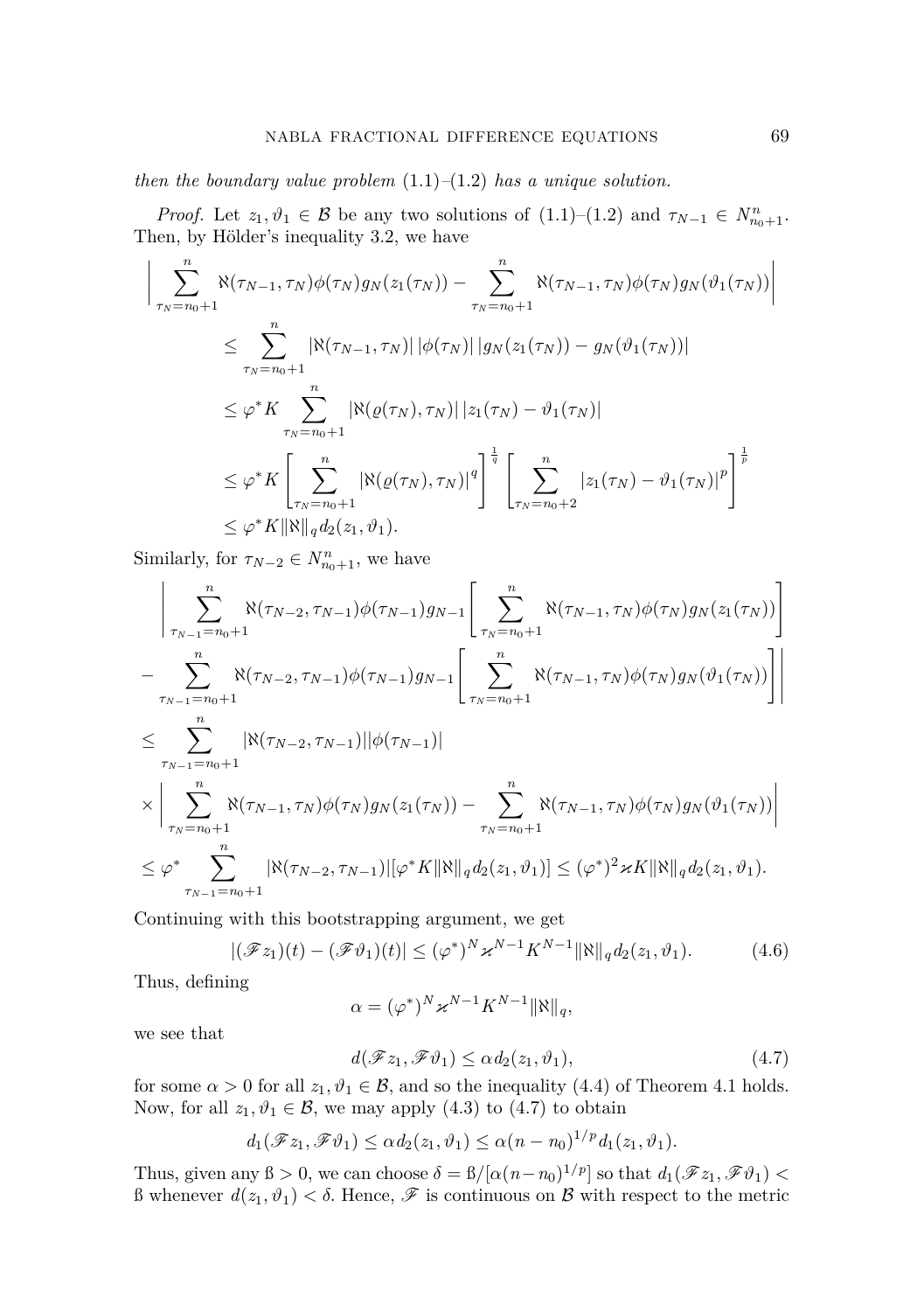*then the boundary value problem* (1.1)–(1.2) *has a unique solution.*

*Proof.* Let $z_1, \vartheta_1 \in \mathcal{B}$ be any two solutions of (1.1)–(1.2) and $\tau_{N-1} \in N_{n_0+1}^n$. Then, by Hölder's inequality 3.2, we have

$$
\begin{aligned}
&\Bigg| \sum_{\tau_N=n_0+1}^{n} \aleph(\tau_{N-1},\tau_N)\phi(\tau_N) g_N(z_1(\tau_N)) - \sum_{\tau_N=n_0+1}^{n} \aleph(\tau_{N-1},\tau_N)\phi(\tau_N) g_N(\vartheta_1(\tau_N)) \Bigg| \\
&\qquad \le \sum_{\tau_N=n_0+1}^{n} |\aleph(\tau_{N-1},\tau_N)|\, |\phi(\tau_N)|\, |g_N(z_1(\tau_N)) - g_N(\vartheta_1(\tau_N))| \\
&\qquad \le \varphi^* K \sum_{\tau_N=n_0+1}^{n} |\aleph(\varrho(\tau_N),\tau_N)|\, |z_1(\tau_N) - \vartheta_1(\tau_N)| \\
&\qquad \le \varphi^* K \left[ \sum_{\tau_N=n_0+1}^{n} |\aleph(\varrho(\tau_N),\tau_N)|^q \right]^{\frac{1}{q}} \left[ \sum_{\tau_N=n_0+2}^{n} |z_1(\tau_N) - \vartheta_1(\tau_N)|^p \right]^{\frac{1}{p}} \\
&\qquad \le \varphi^* K \|\aleph\|_q d_2(z_1,\vartheta_1).
\end{aligned}
$$

Similarly, for $\tau_{N-2} \in N_{n_0+1}^n$, we have

$$
\begin{aligned}
&\Bigg| \sum_{\tau_{N-1}=n_0+1}^{n} \aleph(\tau_{N-2},\tau_{N-1})\phi(\tau_{N-1}) g_{N-1}\Bigg[ \sum_{\tau_N=n_0+1}^{n} \aleph(\tau_{N-1},\tau_N)\phi(\tau_N) g_N(z_1(\tau_N)) \Bigg] \\
&- \sum_{\tau_{N-1}=n_0+1}^{n} \aleph(\tau_{N-2},\tau_{N-1})\phi(\tau_{N-1}) g_{N-1}\Bigg[ \sum_{\tau_N=n_0+1}^{n} \aleph(\tau_{N-1},\tau_N)\phi(\tau_N) g_N(\vartheta_1(\tau_N)) \Bigg] \Bigg| \\
&\le \sum_{\tau_{N-1}=n_0+1}^{n} |\aleph(\tau_{N-2},\tau_{N-1})| |\phi(\tau_{N-1})| \\
&\times \Bigg| \sum_{\tau_N=n_0+1}^{n} \aleph(\tau_{N-1},\tau_N)\phi(\tau_N) g_N(z_1(\tau_N)) - \sum_{\tau_N=n_0+1}^{n} \aleph(\tau_{N-1},\tau_N)\phi(\tau_N) g_N(\vartheta_1(\tau_N)) \Bigg| \\
&\le \varphi^* \sum_{\tau_{N-1}=n_0+1}^{n} |\aleph(\tau_{N-2},\tau_{N-1})| [\varphi^* K \|\aleph\|_q d_2(z_1,\vartheta_1)] \le (\varphi^*)^2 \varkappa K \|\aleph\|_q d_2(z_1,\vartheta_1).
\end{aligned}
$$

Continuing with this bootstrapping argument, we get

$$
|(\mathscr{F} z_1)(t) - (\mathscr{F}\vartheta_1)(t)| \le (\varphi^*)^N \varkappa^{N-1} K^{N-1} \|\aleph\|_q d_2(z_1,\vartheta_1). \tag{4.6}
$$

Thus, defining

$$
\alpha = (\varphi^*)^N \varkappa^{N-1} K^{N-1} \|\aleph\|_q,
$$

we see that

$$
d(\mathscr{F} z_1, \mathscr{F}\vartheta_1) \le \alpha\, d_2(z_1,\vartheta_1), \tag{4.7}
$$

for some $\alpha > 0$ for all $z_1, \vartheta_1 \in \mathcal{B}$, and so the inequality (4.4) of Theorem 4.1 holds. Now, for all $z_1, \vartheta_1 \in \mathcal{B}$, we may apply (4.3) to (4.7) to obtain

$$
d_1(\mathscr{F} z_1, \mathscr{F}\vartheta_1) \le \alpha\, d_2(z_1,\vartheta_1) \le \alpha (n-n_0)^{1/p} d_1(z_1,\vartheta_1).
$$

Thus, given any $\text{ß} > 0$, we can choose $\delta = \text{ß}/[\alpha(n-n_0)^{1/p}]$ so that $d_1(\mathscr{F} z_1, \mathscr{F}\vartheta_1) < \text{ß}$ whenever $d(z_1,\vartheta_1) < \delta$. Hence, $\mathscr{F}$ is continuous on $\mathcal{B}$ with respect to the metric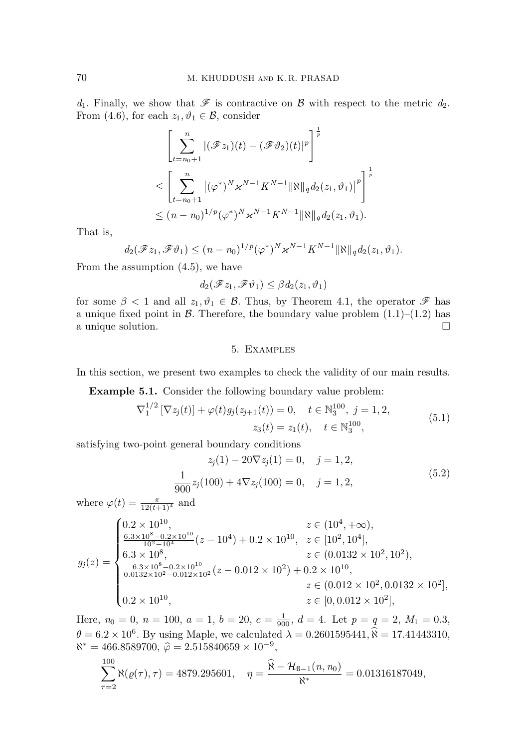$d_1$. Finally, we show that $\mathscr{F}$ is contractive on $\mathcal{B}$ with respect to the metric $d_2$. From (4.6), for each $z_1, \vartheta_1 \in \mathcal{B}$, consider

$$\begin{aligned}
&\left[\sum_{t=n_0+1}^{n} |(\mathscr{F}z_1)(t) - (\mathscr{F}\vartheta_2)(t)|^p\right]^{\frac{1}{p}} \\
&\leq \left[\sum_{t=n_0+1}^{n} \left|(\varphi^*)^N \varkappa^{N-1} K^{N-1} \|\aleph\|_q d_2(z_1, \vartheta_1)\right|^p\right]^{\frac{1}{p}} \\
&\leq (n-n_0)^{1/p} (\varphi^*)^N \varkappa^{N-1} K^{N-1} \|\aleph\|_q d_2(z_1, \vartheta_1).
\end{aligned}$$

That is,

$$d_2(\mathscr{F}z_1, \mathscr{F}\vartheta_1) \leq (n-n_0)^{1/p} (\varphi^*)^N \varkappa^{N-1} K^{N-1} \|\aleph\|_q d_2(z_1, \vartheta_1).$$

From the assumption (4.5), we have

$$d_2(\mathscr{F}z_1, \mathscr{F}\vartheta_1) \leq \beta d_2(z_1, \vartheta_1)$$

for some $\beta < 1$ and all $z_1, \vartheta_1 \in \mathcal{B}$. Thus, by Theorem 4.1, the operator $\mathscr{F}$ has a unique fixed point in $\mathcal{B}$. Therefore, the boundary value problem (1.1)–(1.2) has a unique solution. $\square$

## 5. Examples

In this section, we present two examples to check the validity of our main results.

**Example 5.1.** Consider the following boundary value problem:

$$\begin{gathered}
\nabla_1^{1/2}\left[\nabla z_j(t)\right] + \varphi(t) g_j(z_{j+1}(t)) = 0, \quad t \in \mathbb{N}_3^{100},\ j = 1, 2, \\
z_3(t) = z_1(t), \quad t \in \mathbb{N}_3^{100},
\end{gathered} \tag{5.1}$$

satisfying two-point general boundary conditions

$$\begin{gathered}
z_j(1) - 20\nabla z_j(1) = 0, \quad j = 1, 2, \\
\frac{1}{900} z_j(100) + 4\nabla z_j(100) = 0, \quad j = 1, 2,
\end{gathered} \tag{5.2}$$

where $\varphi(t) = \frac{\pi}{12(t+1)^4}$ and

$$g_j(z) = \begin{cases}
0.2 \times 10^{10}, & z \in (10^4, +\infty), \\
\frac{6.3\times 10^8 - 0.2\times 10^{10}}{10^2 - 10^4}(z - 10^4) + 0.2 \times 10^{10}, & z \in [10^2, 10^4], \\
6.3 \times 10^8, & z \in (0.0132 \times 10^2, 10^2), \\
\frac{6.3\times 10^8 - 0.2\times 10^{10}}{0.0132\times 10^2 - 0.012\times 10^2}(z - 0.012 \times 10^2) + 0.2 \times 10^{10}, & \\
& z \in (0.012 \times 10^2, 0.0132 \times 10^2], \\
0.2 \times 10^{10}, & z \in [0, 0.012 \times 10^2],
\end{cases}$$

Here, $n_0 = 0$, $n = 100$, $a = 1$, $b = 20$, $c = \frac{1}{900}$, $d = 4$. Let $p = q = 2$, $M_1 = 0.3$, $\theta = 6.2 \times 10^6$. By using Maple, we calculated $\lambda = 0.2601595441$, $\widehat{\aleph} = 17.41443310$, $\aleph^* = 466.8589700$, $\widehat{\varphi} = 2.515840659 \times 10^{-9}$,

$$\sum_{\tau=2}^{100} \aleph(\varrho(\tau), \tau) = 4879.295601, \quad \eta = \frac{\widehat{\aleph} - \mathcal{H}_{\text{ß}-1}(n, n_0)}{\aleph^*} = 0.01316187049,$$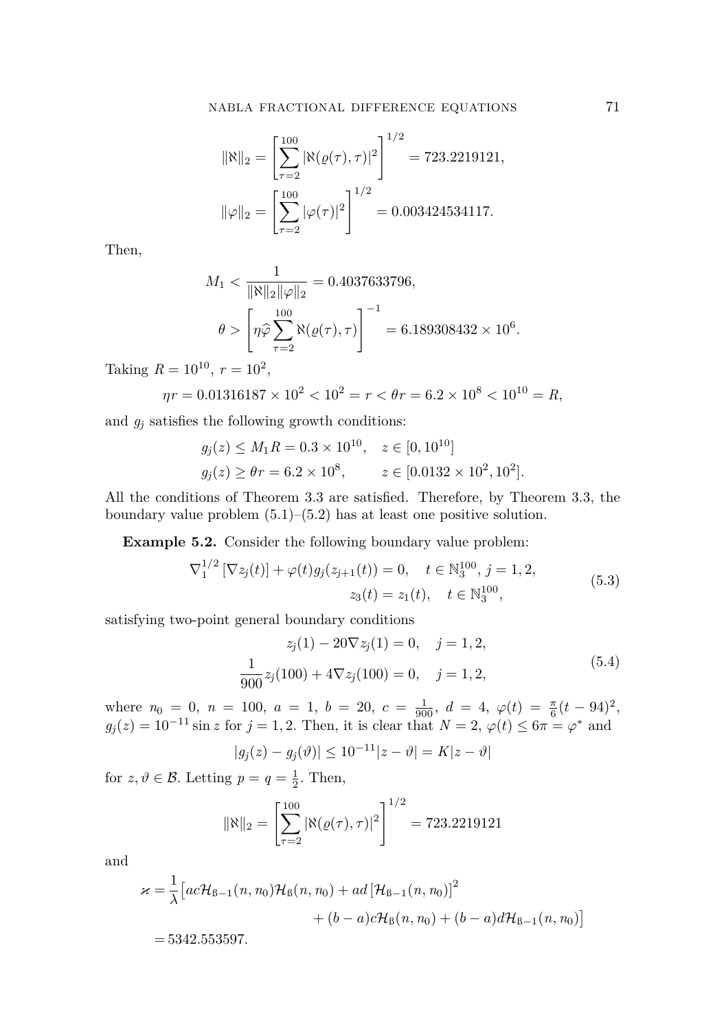$$\|\aleph\|_2 = \left[\sum_{\tau=2}^{100} |\aleph(\varrho(\tau), \tau)|^2\right]^{1/2} = 723.2219121,$$

$$\|\varphi\|_2 = \left[\sum_{\tau=2}^{100} |\varphi(\tau)|^2\right]^{1/2} = 0.003424534117.$$

Then,

$$M_1 < \frac{1}{\|\aleph\|_2 \|\varphi\|_2} = 0.4037633796,$$

$$\theta > \left[\eta \widehat{\varphi} \sum_{\tau=2}^{100} \aleph(\varrho(\tau), \tau)\right]^{-1} = 6.189308432 \times 10^6.$$

Taking $R = 10^{10}$, $r = 10^2$,

$$\eta r = 0.01316187 \times 10^2 < 10^2 = r < \theta r = 6.2 \times 10^8 < 10^{10} = R,$$

and $g_j$ satisfies the following growth conditions:

$$g_j(z) \le M_1 R = 0.3 \times 10^{10}, \quad z \in [0, 10^{10}]$$

$$g_j(z) \ge \theta r = 6.2 \times 10^8, \qquad z \in [0.0132 \times 10^2, 10^2].$$

All the conditions of Theorem 3.3 are satisfied. Therefore, by Theorem 3.3, the boundary value problem (5.1)–(5.2) has at least one positive solution.

**Example 5.2.** Consider the following boundary value problem:

$$\begin{aligned} \nabla_1^{1/2} \left[\nabla z_j(t)\right] + \varphi(t) g_j(z_{j+1}(t)) = 0, \quad t \in \mathbb{N}_3^{100}, \; j = 1, 2, \\ z_3(t) = z_1(t), \quad t \in \mathbb{N}_3^{100}, \end{aligned} \tag{5.3}$$

satisfying two-point general boundary conditions

$$\begin{aligned} z_j(1) - 20 \nabla z_j(1) = 0, \quad j = 1, 2, \\ \frac{1}{900} z_j(100) + 4 \nabla z_j(100) = 0, \quad j = 1, 2, \end{aligned} \tag{5.4}$$

where $n_0 = 0$, $n = 100$, $a = 1$, $b = 20$, $c = \frac{1}{900}$, $d = 4$, $\varphi(t) = \frac{\pi}{6}(t - 94)^2$, $g_j(z) = 10^{-11} \sin z$ for $j = 1, 2$. Then, it is clear that $N = 2$, $\varphi(t) \le 6\pi = \varphi^*$ and

$$|g_j(z) - g_j(\vartheta)| \le 10^{-11} |z - \vartheta| = K |z - \vartheta|$$

for $z, \vartheta \in \mathcal{B}$. Letting $p = q = \frac{1}{2}$. Then,

$$\|\aleph\|_2 = \left[\sum_{\tau=2}^{100} |\aleph(\varrho(\tau), \tau)|^2\right]^{1/2} = 723.2219121$$

and

$$\begin{aligned} \varkappa = \frac{1}{\lambda} \big[ & ac \mathcal{H}_{\text{ß}-1}(n, n_0) \mathcal{H}_{\text{ß}}(n, n_0) + ad \left[\mathcal{H}_{\text{ß}-1}(n, n_0)\right]^2 \\ & + (b - a) c \mathcal{H}_{\text{ß}}(n, n_0) + (b - a) d \mathcal{H}_{\text{ß}-1}(n, n_0) \big] \\ = {} & 5342.553597. \end{aligned}$$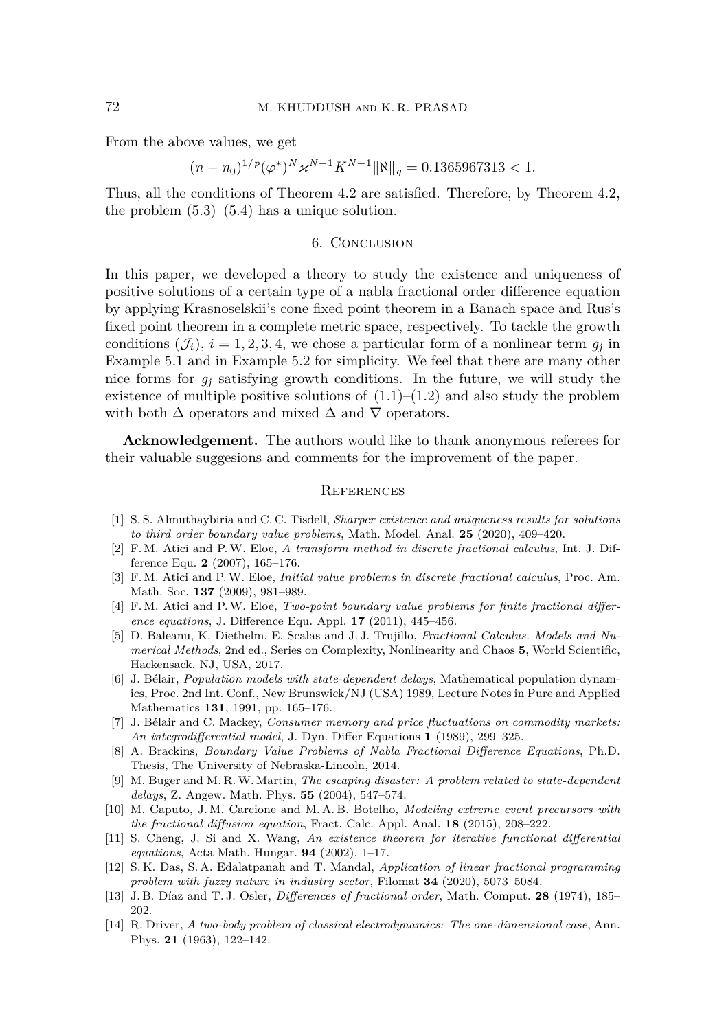From the above values, we get

$$(n - n_0)^{1/p} (\varphi^*)^N \varkappa^{N-1} K^{N-1} \|\aleph\|_q = 0.1365967313 < 1.$$

Thus, all the conditions of Theorem 4.2 are satisfied. Therefore, by Theorem 4.2, the problem (5.3)–(5.4) has a unique solution.

## 6. Conclusion

In this paper, we developed a theory to study the existence and uniqueness of positive solutions of a certain type of a nabla fractional order difference equation by applying Krasnoselskii's cone fixed point theorem in a Banach space and Rus's fixed point theorem in a complete metric space, respectively. To tackle the growth conditions $(\mathcal{J}_i)$, $i = 1, 2, 3, 4$, we chose a particular form of a nonlinear term $g_j$ in Example 5.1 and in Example 5.2 for simplicity. We feel that there are many other nice forms for $g_j$ satisfying growth conditions. In the future, we will study the existence of multiple positive solutions of (1.1)–(1.2) and also study the problem with both $\Delta$ operators and mixed $\Delta$ and $\nabla$ operators.

**Acknowledgement.** The authors would like to thank anonymous referees for their valuable suggesions and comments for the improvement of the paper.

## References

[1] S. S. Almuthaybiria and C. C. Tisdell, *Sharper existence and uniqueness results for solutions to third order boundary value problems*, Math. Model. Anal. **25** (2020), 409–420.

[2] F. M. Atici and P. W. Eloe, *A transform method in discrete fractional calculus*, Int. J. Difference Equ. **2** (2007), 165–176.

[3] F. M. Atici and P. W. Eloe, *Initial value problems in discrete fractional calculus*, Proc. Am. Math. Soc. **137** (2009), 981–989.

[4] F. M. Atici and P. W. Eloe, *Two-point boundary value problems for finite fractional difference equations*, J. Difference Equ. Appl. **17** (2011), 445–456.

[5] D. Baleanu, K. Diethelm, E. Scalas and J. J. Trujillo, *Fractional Calculus. Models and Numerical Methods*, 2nd ed., Series on Complexity, Nonlinearity and Chaos **5**, World Scientific, Hackensack, NJ, USA, 2017.

[6] J. Bélair, *Population models with state-dependent delays*, Mathematical population dynamics, Proc. 2nd Int. Conf., New Brunswick/NJ (USA) 1989, Lecture Notes in Pure and Applied Mathematics **131**, 1991, pp. 165–176.

[7] J. Bélair and C. Mackey, *Consumer memory and price fluctuations on commodity markets: An integrodifferential model*, J. Dyn. Differ Equations **1** (1989), 299–325.

[8] A. Brackins, *Boundary Value Problems of Nabla Fractional Difference Equations*, Ph.D. Thesis, The University of Nebraska-Lincoln, 2014.

[9] M. Buger and M. R. W. Martin, *The escaping disaster: A problem related to state-dependent delays*, Z. Angew. Math. Phys. **55** (2004), 547–574.

[10] M. Caputo, J. M. Carcione and M. A. B. Botelho, *Modeling extreme event precursors with the fractional diffusion equation*, Fract. Calc. Appl. Anal. **18** (2015), 208–222.

[11] S. Cheng, J. Si and X. Wang, *An existence theorem for iterative functional differential equations*, Acta Math. Hungar. **94** (2002), 1–17.

[12] S. K. Das, S. A. Edalatpanah and T. Mandal, *Application of linear fractional programming problem with fuzzy nature in industry sector*, Filomat **34** (2020), 5073–5084.

[13] J. B. Díaz and T. J. Osler, *Differences of fractional order*, Math. Comput. **28** (1974), 185–202.

[14] R. Driver, *A two-body problem of classical electrodynamics: The one-dimensional case*, Ann. Phys. **21** (1963), 122–142.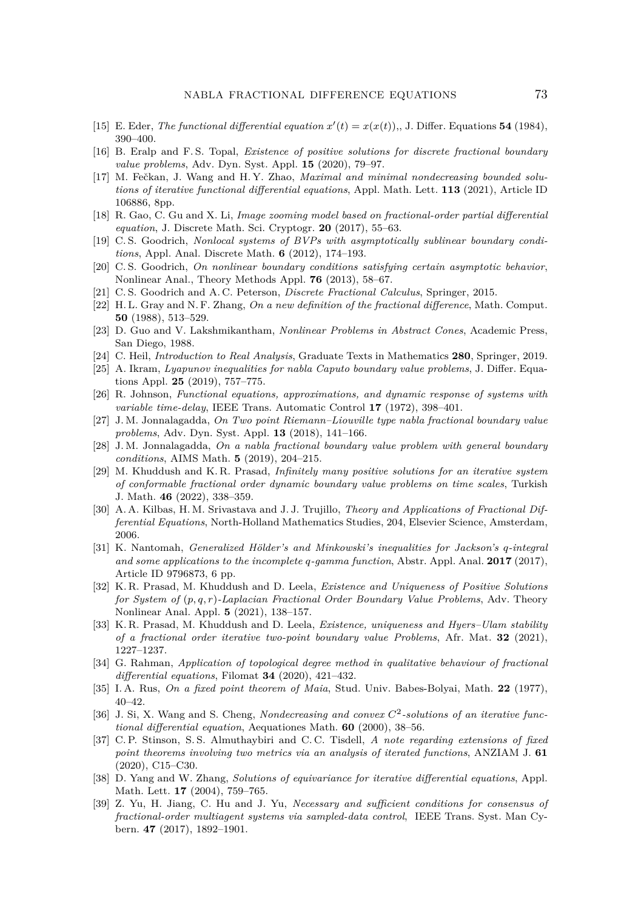[15] E. Eder, *The functional differential equation $x'(t) = x(x(t))$,*, J. Differ. Equations **54** (1984), 390–400.

[16] B. Eralp and F. S. Topal, *Existence of positive solutions for discrete fractional boundary value problems*, Adv. Dyn. Syst. Appl. **15** (2020), 79–97.

[17] M. Fečkan, J. Wang and H. Y. Zhao, *Maximal and minimal nondecreasing bounded solutions of iterative functional differential equations*, Appl. Math. Lett. **113** (2021), Article ID 106886, 8pp.

[18] R. Gao, C. Gu and X. Li, *Image zooming model based on fractional-order partial differential equation*, J. Discrete Math. Sci. Cryptogr. **20** (2017), 55–63.

[19] C. S. Goodrich, *Nonlocal systems of BVPs with asymptotically sublinear boundary conditions*, Appl. Anal. Discrete Math. **6** (2012), 174–193.

[20] C. S. Goodrich, *On nonlinear boundary conditions satisfying certain asymptotic behavior*, Nonlinear Anal., Theory Methods Appl. **76** (2013), 58–67.

[21] C. S. Goodrich and A. C. Peterson, *Discrete Fractional Calculus*, Springer, 2015.

[22] H. L. Gray and N. F. Zhang, *On a new definition of the fractional difference*, Math. Comput. **50** (1988), 513–529.

[23] D. Guo and V. Lakshmikantham, *Nonlinear Problems in Abstract Cones*, Academic Press, San Diego, 1988.

[24] C. Heil, *Introduction to Real Analysis*, Graduate Texts in Mathematics **280**, Springer, 2019.

[25] A. Ikram, *Lyapunov inequalities for nabla Caputo boundary value problems*, J. Differ. Equations Appl. **25** (2019), 757–775.

[26] R. Johnson, *Functional equations, approximations, and dynamic response of systems with variable time-delay*, IEEE Trans. Automatic Control **17** (1972), 398–401.

[27] J. M. Jonnalagadda, *On Two point Riemann–Liouville type nabla fractional boundary value problems*, Adv. Dyn. Syst. Appl. **13** (2018), 141–166.

[28] J. M. Jonnalagadda, *On a nabla fractional boundary value problem with general boundary conditions*, AIMS Math. **5** (2019), 204–215.

[29] M. Khuddush and K. R. Prasad, *Infinitely many positive solutions for an iterative system of conformable fractional order dynamic boundary value problems on time scales*, Turkish J. Math. **46** (2022), 338–359.

[30] A. A. Kilbas, H. M. Srivastava and J. J. Trujillo, *Theory and Applications of Fractional Differential Equations*, North-Holland Mathematics Studies, 204, Elsevier Science, Amsterdam, 2006.

[31] K. Nantomah, *Generalized Hölder's and Minkowski's inequalities for Jackson's $q$-integral and some applications to the incomplete $q$-gamma function*, Abstr. Appl. Anal. **2017** (2017), Article ID 9796873, 6 pp.

[32] K. R. Prasad, M. Khuddush and D. Leela, *Existence and Uniqueness of Positive Solutions for System of $(p, q, r)$-Laplacian Fractional Order Boundary Value Problems*, Adv. Theory Nonlinear Anal. Appl. **5** (2021), 138–157.

[33] K. R. Prasad, M. Khuddush and D. Leela, *Existence, uniqueness and Hyers–Ulam stability of a fractional order iterative two-point boundary value Problems*, Afr. Mat. **32** (2021), 1227–1237.

[34] G. Rahman, *Application of topological degree method in qualitative behaviour of fractional differential equations*, Filomat **34** (2020), 421–432.

[35] I. A. Rus, *On a fixed point theorem of Maia*, Stud. Univ. Babes-Bolyai, Math. **22** (1977), 40–42.

[36] J. Si, X. Wang and S. Cheng, *Nondecreasing and convex $C^2$-solutions of an iterative functional differential equation*, Aequationes Math. **60** (2000), 38–56.

[37] C. P. Stinson, S. S. Almuthaybiri and C. C. Tisdell, *A note regarding extensions of fixed point theorems involving two metrics via an analysis of iterated functions*, ANZIAM J. **61** (2020), C15–C30.

[38] D. Yang and W. Zhang, *Solutions of equivariance for iterative differential equations*, Appl. Math. Lett. **17** (2004), 759–765.

[39] Z. Yu, H. Jiang, C. Hu and J. Yu, *Necessary and sufficient conditions for consensus of fractional-order multiagent systems via sampled-data control*, IEEE Trans. Syst. Man Cybern. **47** (2017), 1892–1901.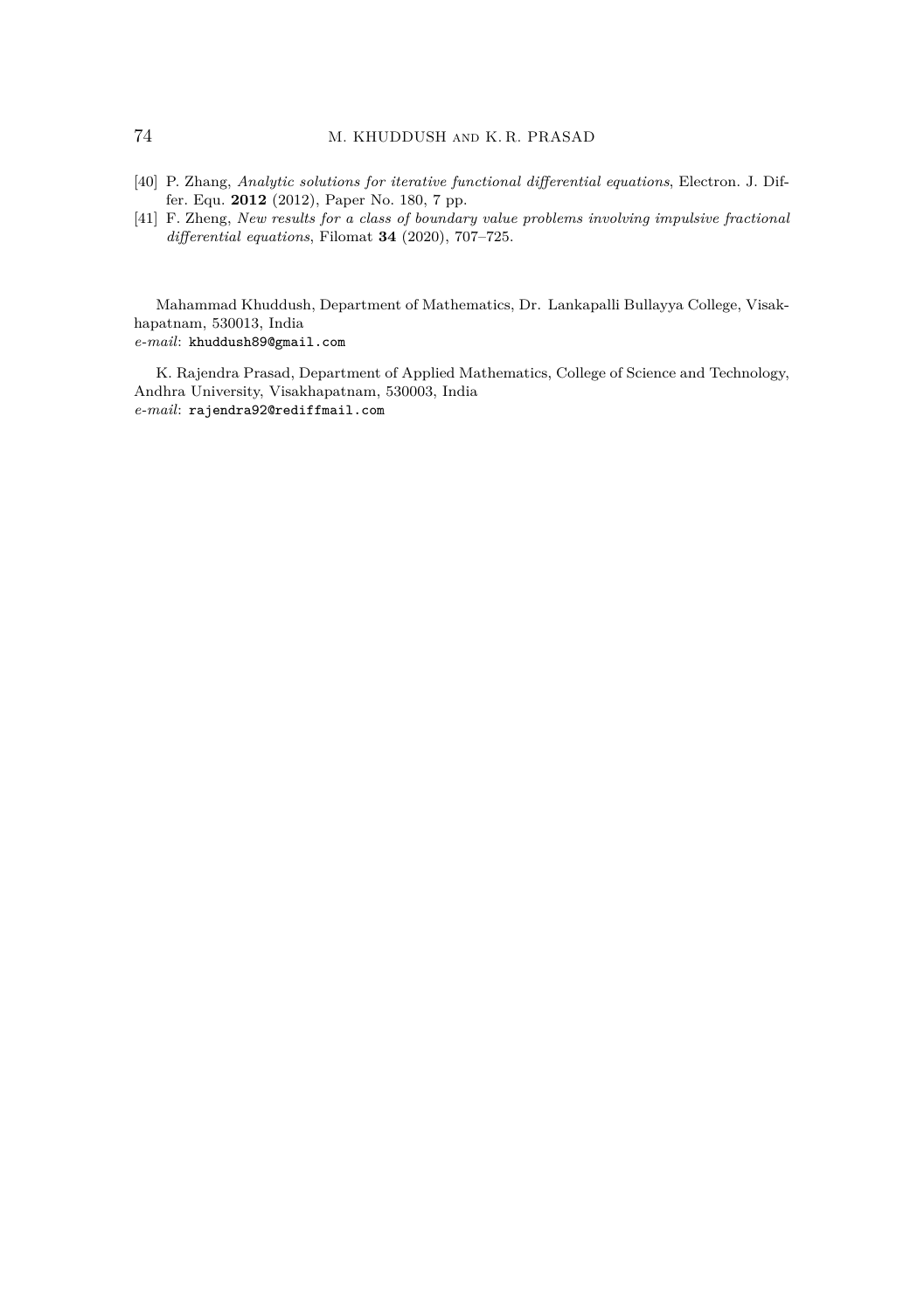[40] P. Zhang, *Analytic solutions for iterative functional differential equations*, Electron. J. Differ. Equ. **2012** (2012), Paper No. 180, 7 pp.

[41] F. Zheng, *New results for a class of boundary value problems involving impulsive fractional differential equations*, Filomat **34** (2020), 707–725.

Mahammad Khuddush, Department of Mathematics, Dr. Lankapalli Bullayya College, Visakhapatnam, 530013, India
*e-mail*: khuddush89@gmail.com

K. Rajendra Prasad, Department of Applied Mathematics, College of Science and Technology, Andhra University, Visakhapatnam, 530003, India
*e-mail*: rajendra92@rediffmail.com